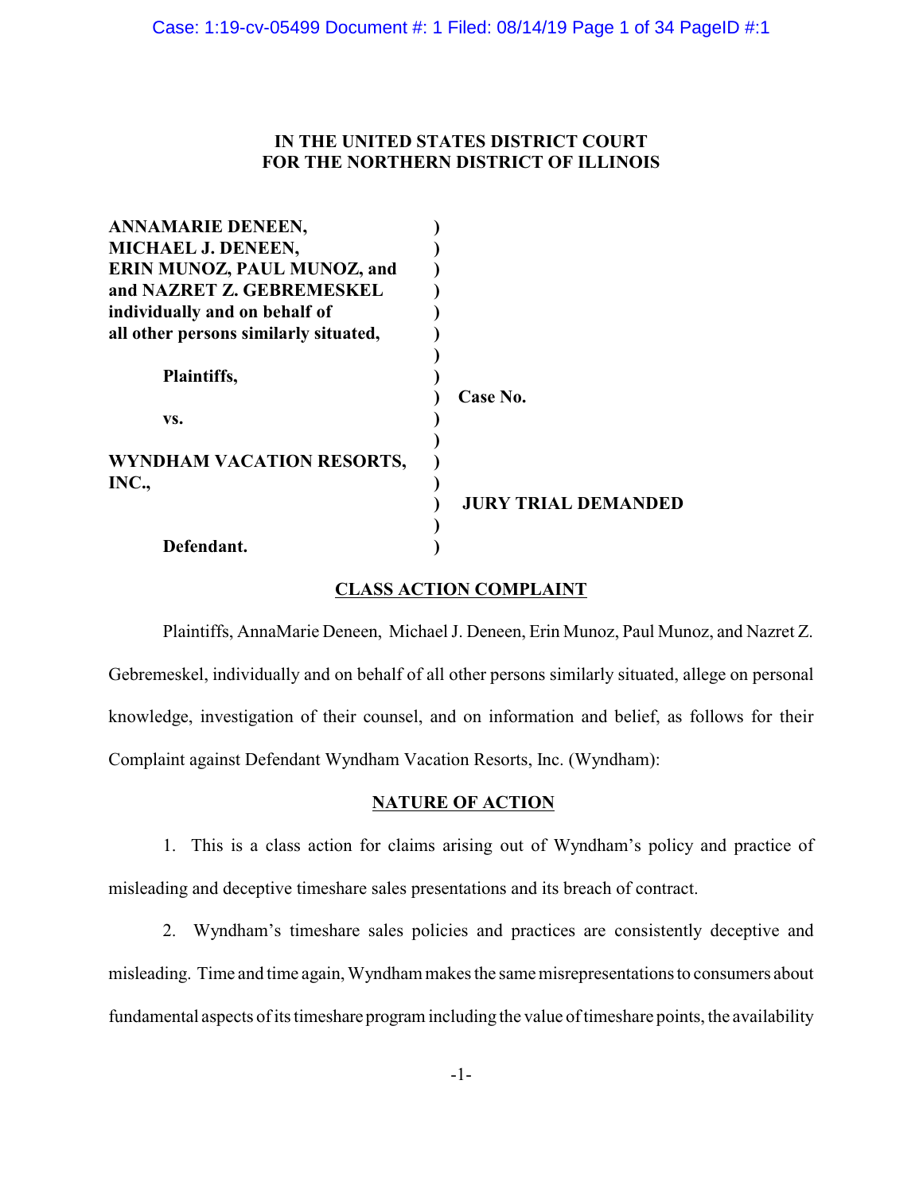**IN THE UNITED STATES DISTRICT COURT**
**FOR THE NORTHERN DISTRICT OF ILLINOIS**

| | | |
|---|---|---|
| **ANNAMARIE DENEEN,** | **)** | |
| **MICHAEL J. DENEEN,** | **)** | |
| **ERIN MUNOZ, PAUL MUNOZ, and** | **)** | |
| **and NAZRET Z. GEBREMESKEL** | **)** | |
| **individually and on behalf of** | **)** | |
| **all other persons similarly situated,** | **)** | |
| | **)** | |
| **Plaintiffs,** | **)** | |
| | **)** | **Case No.** |
| **vs.** | **)** | |
| | **)** | |
| **WYNDHAM VACATION RESORTS, INC.,** | **)** | |
| | **)** | **JURY TRIAL DEMANDED** |
| | **)** | |
| **Defendant.** | **)** | |

## CLASS ACTION COMPLAINT

Plaintiffs, AnnaMarie Deneen, Michael J. Deneen, Erin Munoz, Paul Munoz, and Nazret Z. Gebremeskel, individually and on behalf of all other persons similarly situated, allege on personal knowledge, investigation of their counsel, and on information and belief, as follows for their Complaint against Defendant Wyndham Vacation Resorts, Inc. (Wyndham):

## NATURE OF ACTION

1. This is a class action for claims arising out of Wyndham's policy and practice of misleading and deceptive timeshare sales presentations and its breach of contract.

2. Wyndham's timeshare sales policies and practices are consistently deceptive and misleading. Time and time again, Wyndham makes the same misrepresentations to consumers about fundamental aspects of its timeshare program including the value of timeshare points, the availability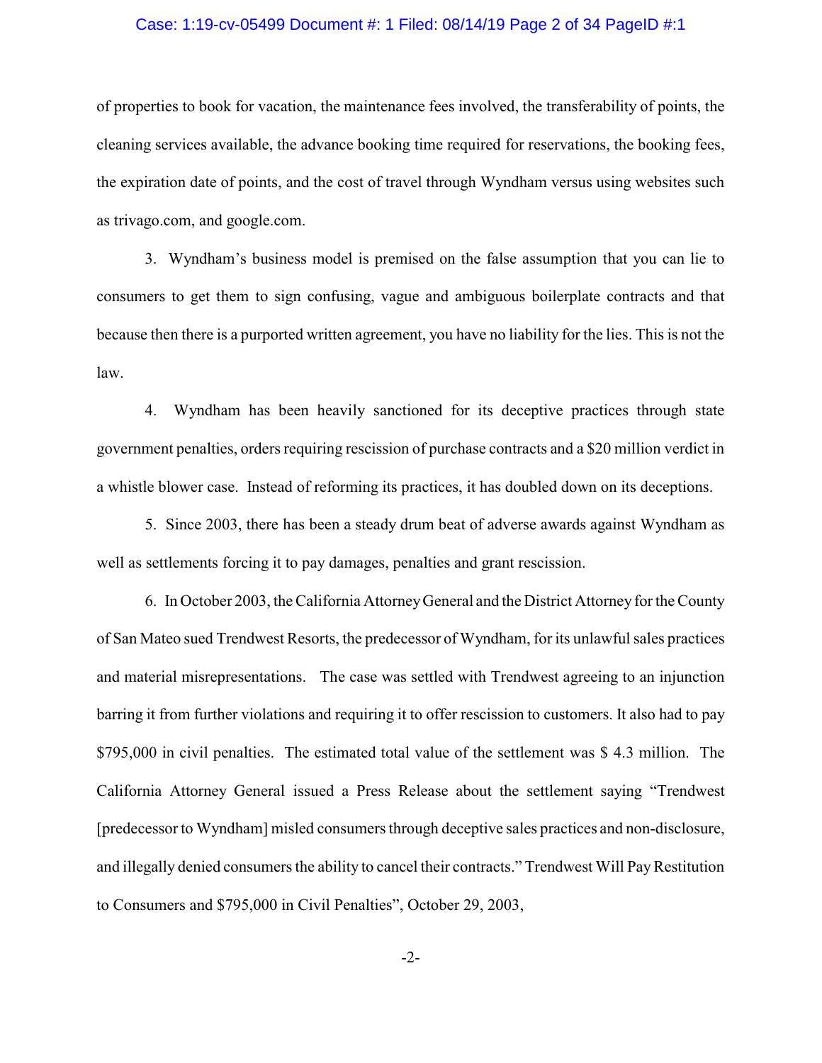of properties to book for vacation, the maintenance fees involved, the transferability of points, the cleaning services available, the advance booking time required for reservations, the booking fees, the expiration date of points, and the cost of travel through Wyndham versus using websites such as trivago.com, and google.com.

3. Wyndham's business model is premised on the false assumption that you can lie to consumers to get them to sign confusing, vague and ambiguous boilerplate contracts and that because then there is a purported written agreement, you have no liability for the lies. This is not the law.

4. Wyndham has been heavily sanctioned for its deceptive practices through state government penalties, orders requiring rescission of purchase contracts and a $20 million verdict in a whistle blower case. Instead of reforming its practices, it has doubled down on its deceptions.

5. Since 2003, there has been a steady drum beat of adverse awards against Wyndham as well as settlements forcing it to pay damages, penalties and grant rescission.

6. In October 2003, the California Attorney General and the District Attorney for the County of San Mateo sued Trendwest Resorts, the predecessor of Wyndham, for its unlawful sales practices and material misrepresentations. The case was settled with Trendwest agreeing to an injunction barring it from further violations and requiring it to offer rescission to customers. It also had to pay $795,000 in civil penalties. The estimated total value of the settlement was $ 4.3 million. The California Attorney General issued a Press Release about the settlement saying "Trendwest [predecessor to Wyndham] misled consumers through deceptive sales practices and non-disclosure, and illegally denied consumers the ability to cancel their contracts." Trendwest Will Pay Restitution to Consumers and $795,000 in Civil Penalties", October 29, 2003,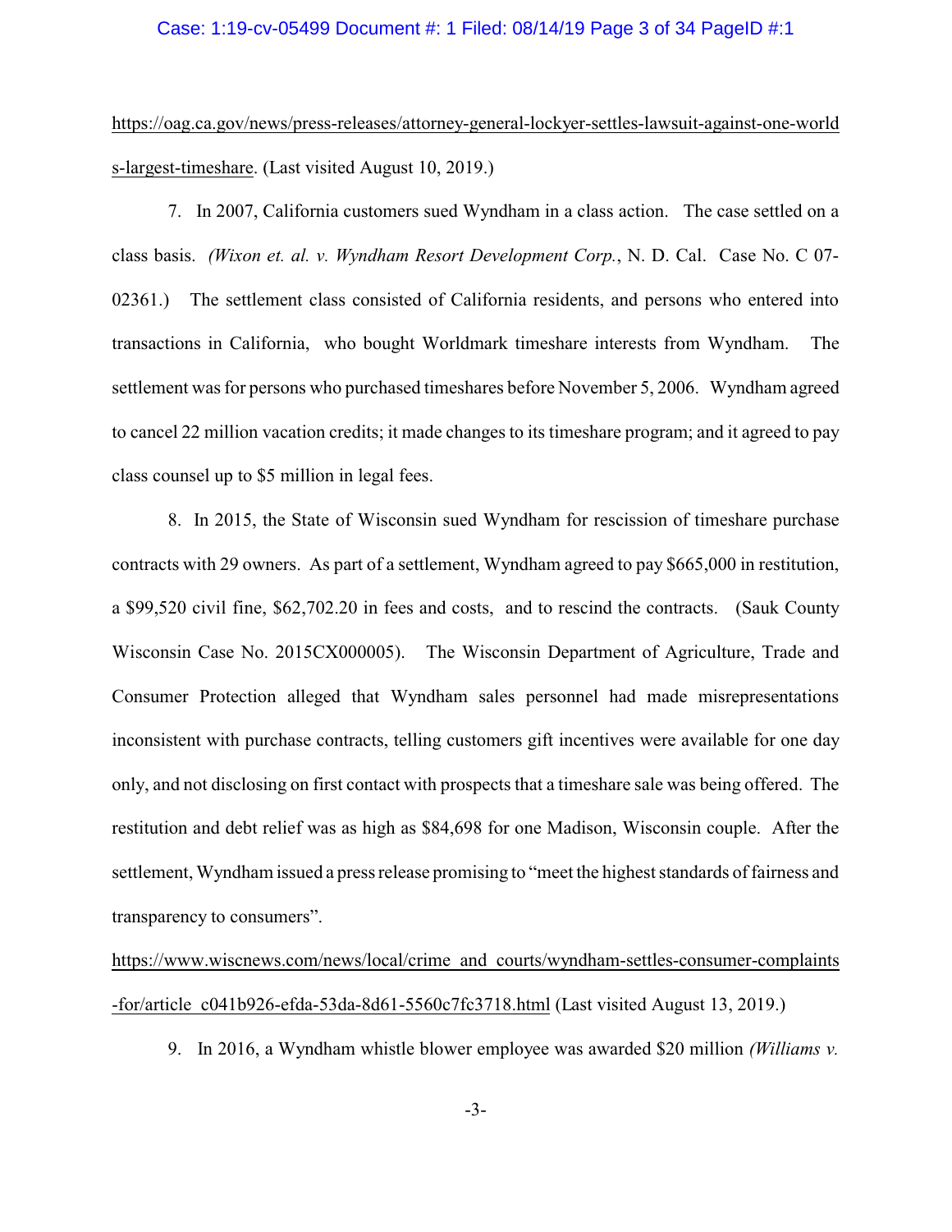https://oag.ca.gov/news/press-releases/attorney-general-lockyer-settles-lawsuit-against-one-worlds-largest-timeshare. (Last visited August 10, 2019.)

7. In 2007, California customers sued Wyndham in a class action. The case settled on a class basis. *(Wixon et. al. v. Wyndham Resort Development Corp.*, N. D. Cal. Case No. C 07-02361.) The settlement class consisted of California residents, and persons who entered into transactions in California, who bought Worldmark timeshare interests from Wyndham. The settlement was for persons who purchased timeshares before November 5, 2006. Wyndham agreed to cancel 22 million vacation credits; it made changes to its timeshare program; and it agreed to pay class counsel up to $5 million in legal fees.

8. In 2015, the State of Wisconsin sued Wyndham for rescission of timeshare purchase contracts with 29 owners. As part of a settlement, Wyndham agreed to pay $665,000 in restitution, a $99,520 civil fine, $62,702.20 in fees and costs, and to rescind the contracts. (Sauk County Wisconsin Case No. 2015CX000005). The Wisconsin Department of Agriculture, Trade and Consumer Protection alleged that Wyndham sales personnel had made misrepresentations inconsistent with purchase contracts, telling customers gift incentives were available for one day only, and not disclosing on first contact with prospects that a timeshare sale was being offered. The restitution and debt relief was as high as $84,698 for one Madison, Wisconsin couple. After the settlement, Wyndham issued a press release promising to "meet the highest standards of fairness and transparency to consumers".

https://www.wiscnews.com/news/local/crime_and_courts/wyndham-settles-consumer-complaints-for/article_c041b926-efda-53da-8d61-5560c7fc3718.html (Last visited August 13, 2019.)

9. In 2016, a Wyndham whistle blower employee was awarded $20 million *(Williams v.*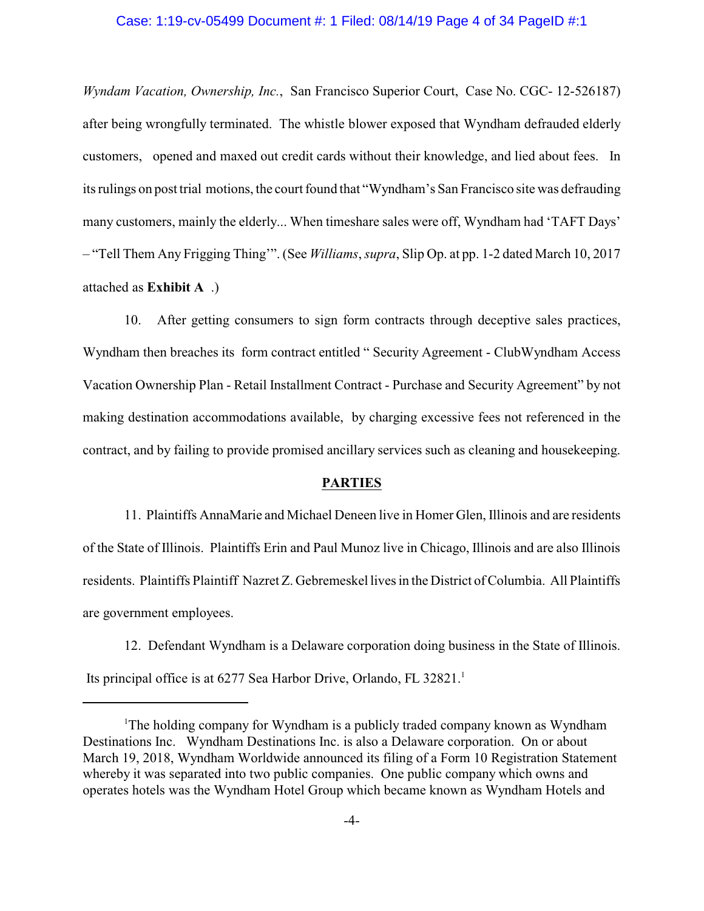*Wyndam Vacation, Ownership, Inc.*, San Francisco Superior Court, Case No. CGC- 12-526187) after being wrongfully terminated. The whistle blower exposed that Wyndham defrauded elderly customers, opened and maxed out credit cards without their knowledge, and lied about fees. In its rulings on post trial motions, the court found that "Wyndham's San Francisco site was defrauding many customers, mainly the elderly... When timeshare sales were off, Wyndham had 'TAFT Days' – "Tell Them Any Frigging Thing'". (See *Williams*, *supra*, Slip Op. at pp. 1-2 dated March 10, 2017 attached as **Exhibit A** .)

10. After getting consumers to sign form contracts through deceptive sales practices, Wyndham then breaches its form contract entitled " Security Agreement - ClubWyndham Access Vacation Ownership Plan - Retail Installment Contract - Purchase and Security Agreement" by not making destination accommodations available, by charging excessive fees not referenced in the contract, and by failing to provide promised ancillary services such as cleaning and housekeeping.

## PARTIES

11. Plaintiffs AnnaMarie and Michael Deneen live in Homer Glen, Illinois and are residents of the State of Illinois. Plaintiffs Erin and Paul Munoz live in Chicago, Illinois and are also Illinois residents. Plaintiffs Plaintiff Nazret Z. Gebremeskel lives in the District of Columbia. All Plaintiffs are government employees.

12. Defendant Wyndham is a Delaware corporation doing business in the State of Illinois. Its principal office is at 6277 Sea Harbor Drive, Orlando, FL 32821.[1]

---

[1]The holding company for Wyndham is a publicly traded company known as Wyndham Destinations Inc. Wyndham Destinations Inc. is also a Delaware corporation. On or about March 19, 2018, Wyndham Worldwide announced its filing of a Form 10 Registration Statement whereby it was separated into two public companies. One public company which owns and operates hotels was the Wyndham Hotel Group which became known as Wyndham Hotels and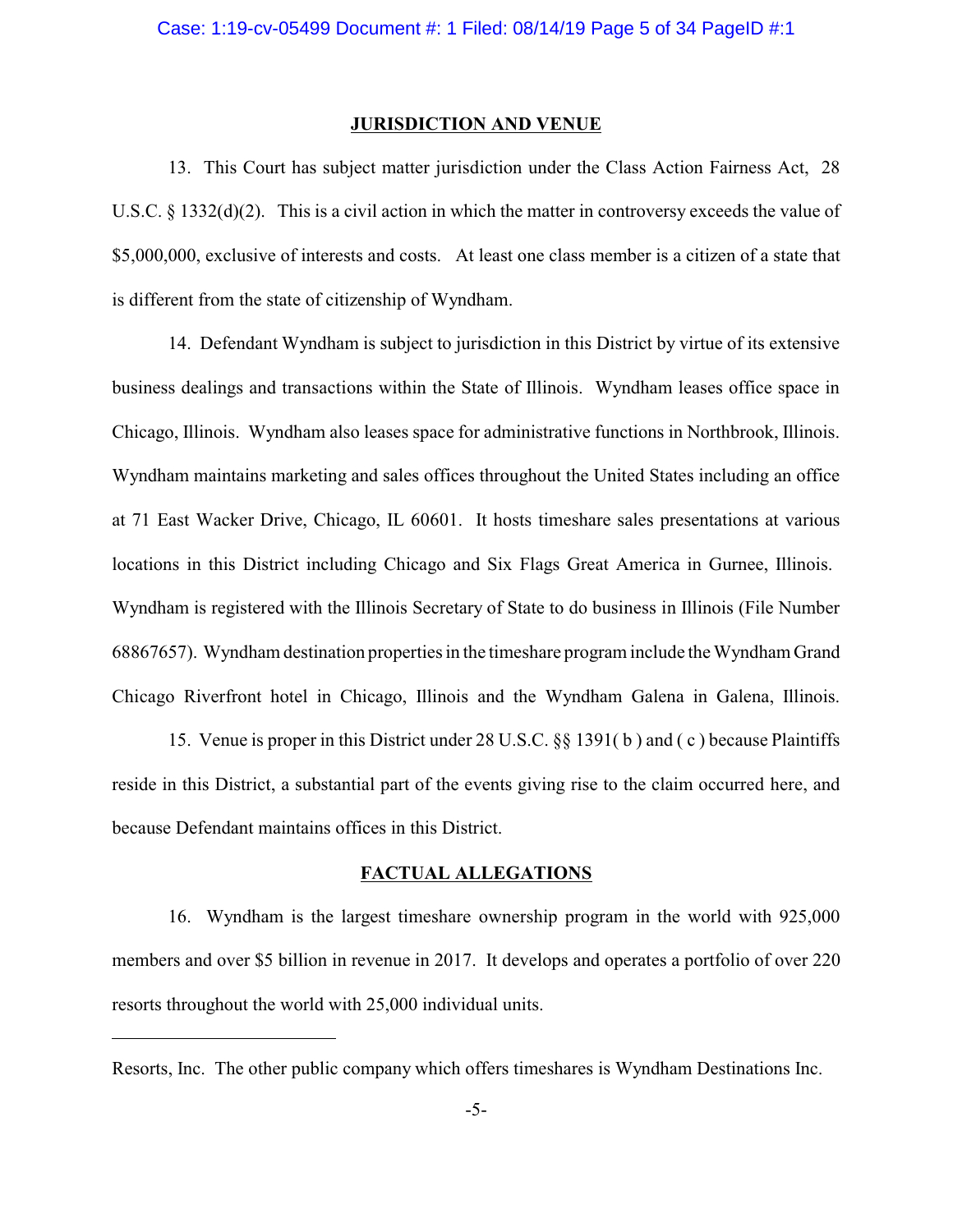## JURISDICTION AND VENUE

13. This Court has subject matter jurisdiction under the Class Action Fairness Act, 28 U.S.C. § 1332(d)(2). This is a civil action in which the matter in controversy exceeds the value of $5,000,000, exclusive of interests and costs. At least one class member is a citizen of a state that is different from the state of citizenship of Wyndham.

14. Defendant Wyndham is subject to jurisdiction in this District by virtue of its extensive business dealings and transactions within the State of Illinois. Wyndham leases office space in Chicago, Illinois. Wyndham also leases space for administrative functions in Northbrook, Illinois. Wyndham maintains marketing and sales offices throughout the United States including an office at 71 East Wacker Drive, Chicago, IL 60601. It hosts timeshare sales presentations at various locations in this District including Chicago and Six Flags Great America in Gurnee, Illinois. Wyndham is registered with the Illinois Secretary of State to do business in Illinois (File Number 68867657). Wyndham destination properties in the timeshare program include the Wyndham Grand Chicago Riverfront hotel in Chicago, Illinois and the Wyndham Galena in Galena, Illinois.

15. Venue is proper in this District under 28 U.S.C. §§ 1391( b ) and ( c ) because Plaintiffs reside in this District, a substantial part of the events giving rise to the claim occurred here, and because Defendant maintains offices in this District.

## FACTUAL ALLEGATIONS

16. Wyndham is the largest timeshare ownership program in the world with 925,000 members and over $5 billion in revenue in 2017. It develops and operates a portfolio of over 220 resorts throughout the world with 25,000 individual units.

---

Resorts, Inc. The other public company which offers timeshares is Wyndham Destinations Inc.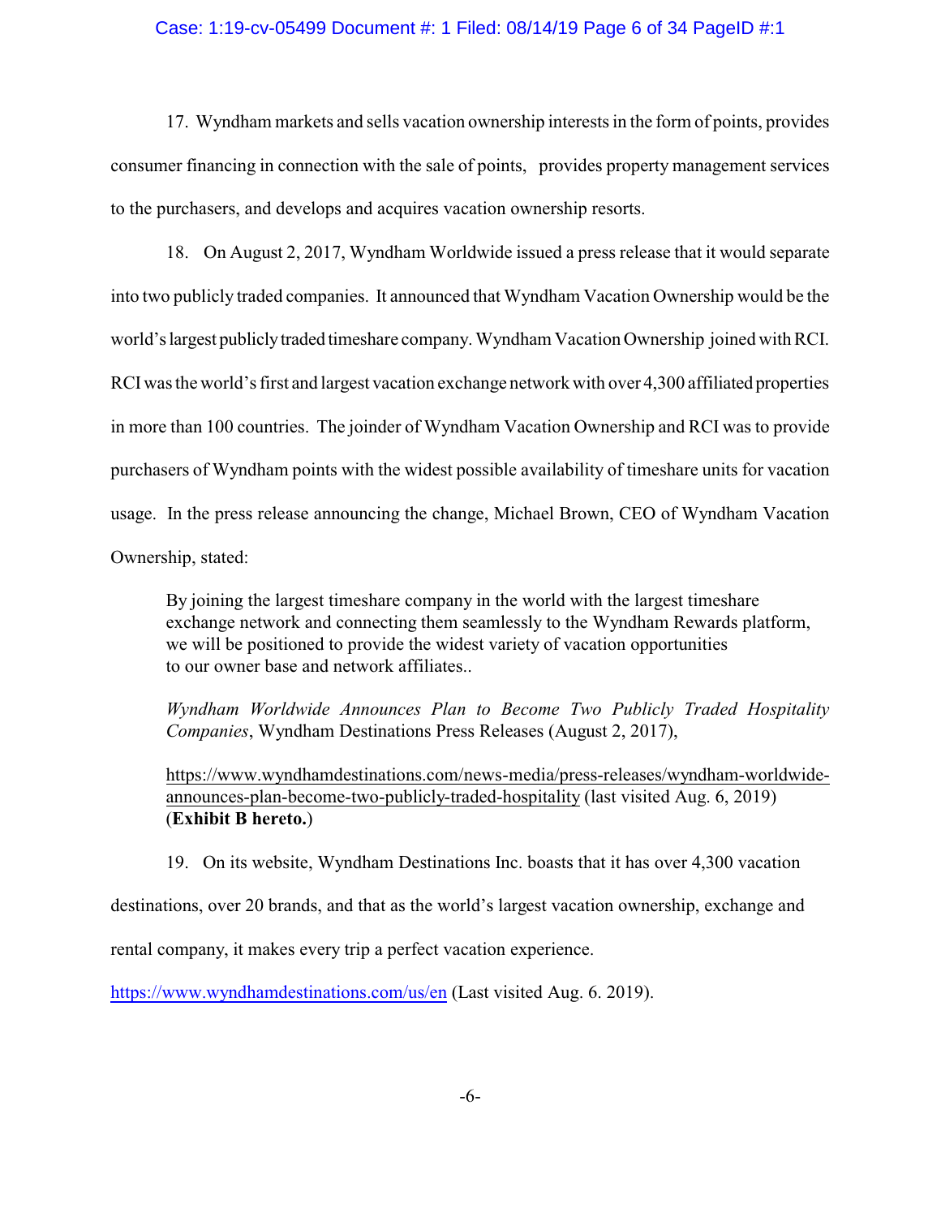17. Wyndham markets and sells vacation ownership interests in the form of points, provides consumer financing in connection with the sale of points, provides property management services to the purchasers, and develops and acquires vacation ownership resorts.

18. On August 2, 2017, Wyndham Worldwide issued a press release that it would separate into two publicly traded companies. It announced that Wyndham Vacation Ownership would be the world's largest publicly traded timeshare company. Wyndham Vacation Ownership joined with RCI. RCI was the world's first and largest vacation exchange network with over 4,300 affiliated properties in more than 100 countries. The joinder of Wyndham Vacation Ownership and RCI was to provide purchasers of Wyndham points with the widest possible availability of timeshare units for vacation usage. In the press release announcing the change, Michael Brown, CEO of Wyndham Vacation Ownership, stated:

> By joining the largest timeshare company in the world with the largest timeshare exchange network and connecting them seamlessly to the Wyndham Rewards platform, we will be positioned to provide the widest variety of vacation opportunities to our owner base and network affiliates..
>
> *Wyndham Worldwide Announces Plan to Become Two Publicly Traded Hospitality Companies*, Wyndham Destinations Press Releases (August 2, 2017),
>
> https://www.wyndhamdestinations.com/news-media/press-releases/wyndham-worldwide-announces-plan-become-two-publicly-traded-hospitality (last visited Aug. 6, 2019) (**Exhibit B hereto.**)

19. On its website, Wyndham Destinations Inc. boasts that it has over 4,300 vacation destinations, over 20 brands, and that as the world's largest vacation ownership, exchange and rental company, it makes every trip a perfect vacation experience.

https://www.wyndhamdestinations.com/us/en (Last visited Aug. 6. 2019).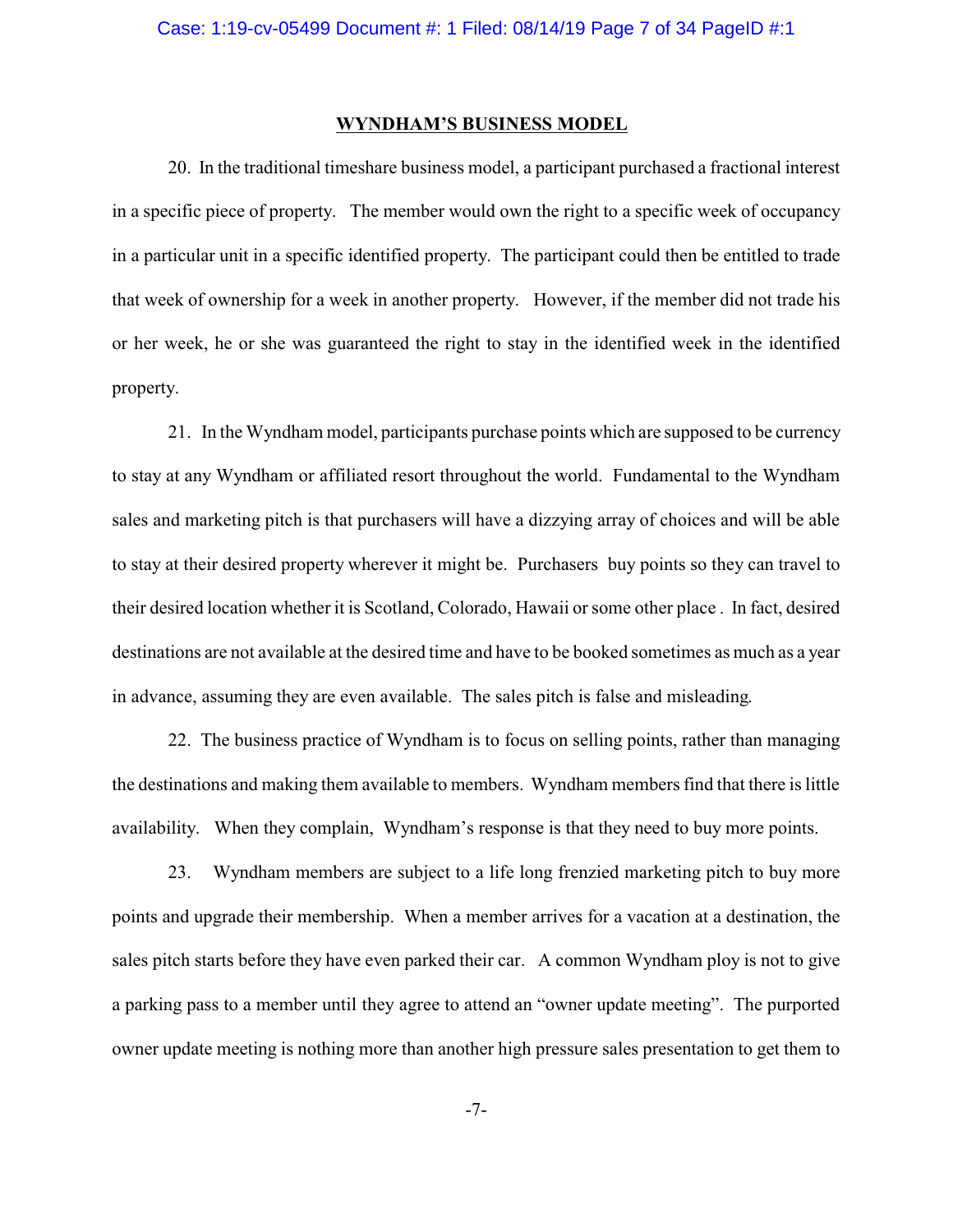## WYNDHAM'S BUSINESS MODEL

20. In the traditional timeshare business model, a participant purchased a fractional interest in a specific piece of property. The member would own the right to a specific week of occupancy in a particular unit in a specific identified property. The participant could then be entitled to trade that week of ownership for a week in another property. However, if the member did not trade his or her week, he or she was guaranteed the right to stay in the identified week in the identified property.

21. In the Wyndham model, participants purchase points which are supposed to be currency to stay at any Wyndham or affiliated resort throughout the world. Fundamental to the Wyndham sales and marketing pitch is that purchasers will have a dizzying array of choices and will be able to stay at their desired property wherever it might be. Purchasers buy points so they can travel to their desired location whether it is Scotland, Colorado, Hawaii or some other place . In fact, desired destinations are not available at the desired time and have to be booked sometimes as much as a year in advance, assuming they are even available. The sales pitch is false and misleading.

22. The business practice of Wyndham is to focus on selling points, rather than managing the destinations and making them available to members. Wyndham members find that there is little availability. When they complain, Wyndham's response is that they need to buy more points.

23. Wyndham members are subject to a life long frenzied marketing pitch to buy more points and upgrade their membership. When a member arrives for a vacation at a destination, the sales pitch starts before they have even parked their car. A common Wyndham ploy is not to give a parking pass to a member until they agree to attend an "owner update meeting". The purported owner update meeting is nothing more than another high pressure sales presentation to get them to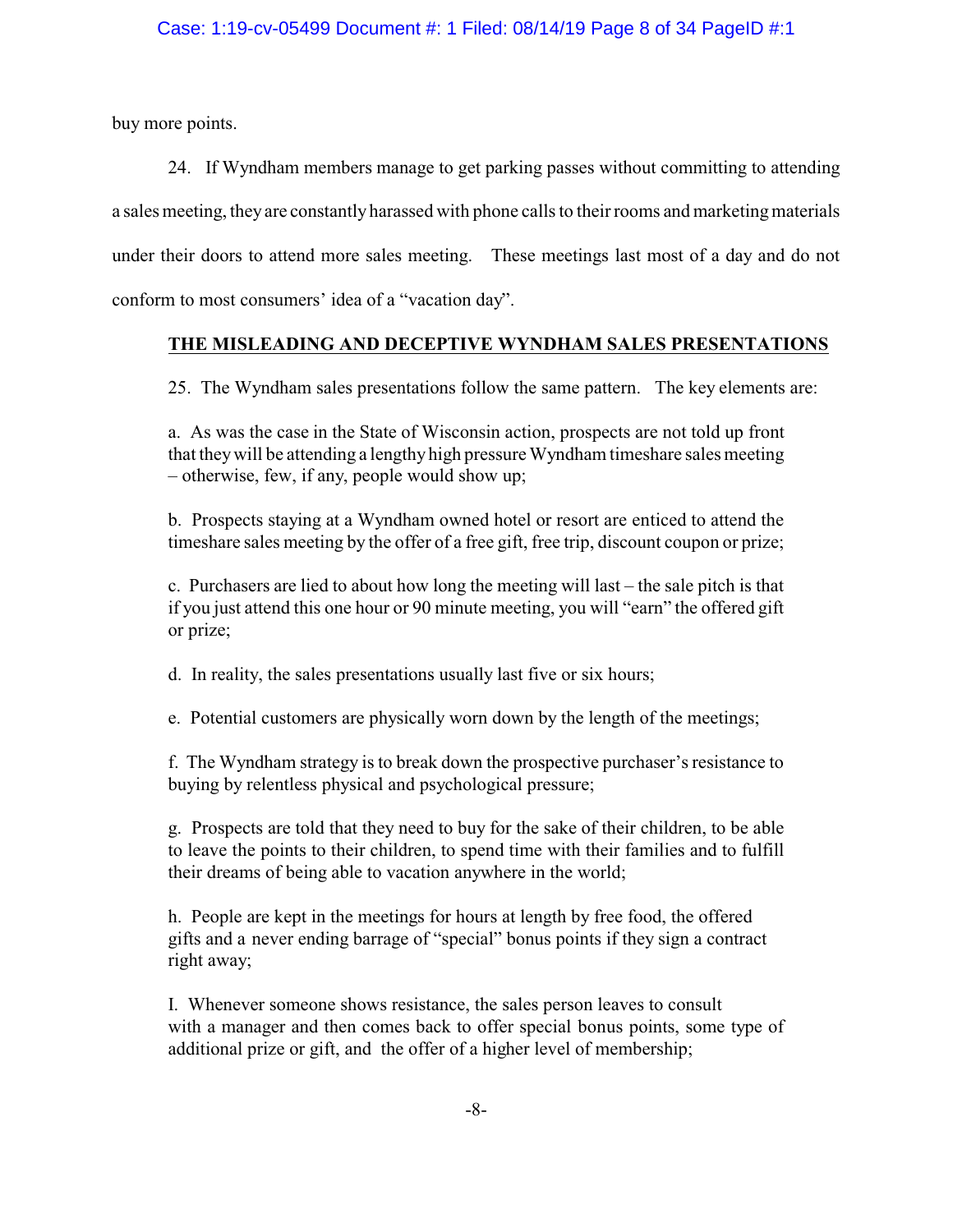buy more points.

24. If Wyndham members manage to get parking passes without committing to attending a sales meeting, they are constantly harassed with phone calls to their rooms and marketing materials under their doors to attend more sales meeting. These meetings last most of a day and do not conform to most consumers' idea of a "vacation day".

**THE MISLEADING AND DECEPTIVE WYNDHAM SALES PRESENTATIONS**

25. The Wyndham sales presentations follow the same pattern. The key elements are:

a. As was the case in the State of Wisconsin action, prospects are not told up front that they will be attending a lengthy high pressure Wyndham timeshare sales meeting – otherwise, few, if any, people would show up;

b. Prospects staying at a Wyndham owned hotel or resort are enticed to attend the timeshare sales meeting by the offer of a free gift, free trip, discount coupon or prize;

c. Purchasers are lied to about how long the meeting will last – the sale pitch is that if you just attend this one hour or 90 minute meeting, you will "earn" the offered gift or prize;

d. In reality, the sales presentations usually last five or six hours;

e. Potential customers are physically worn down by the length of the meetings;

f. The Wyndham strategy is to break down the prospective purchaser's resistance to buying by relentless physical and psychological pressure;

g. Prospects are told that they need to buy for the sake of their children, to be able to leave the points to their children, to spend time with their families and to fulfill their dreams of being able to vacation anywhere in the world;

h. People are kept in the meetings for hours at length by free food, the offered gifts and a never ending barrage of "special" bonus points if they sign a contract right away;

I. Whenever someone shows resistance, the sales person leaves to consult with a manager and then comes back to offer special bonus points, some type of additional prize or gift, and the offer of a higher level of membership;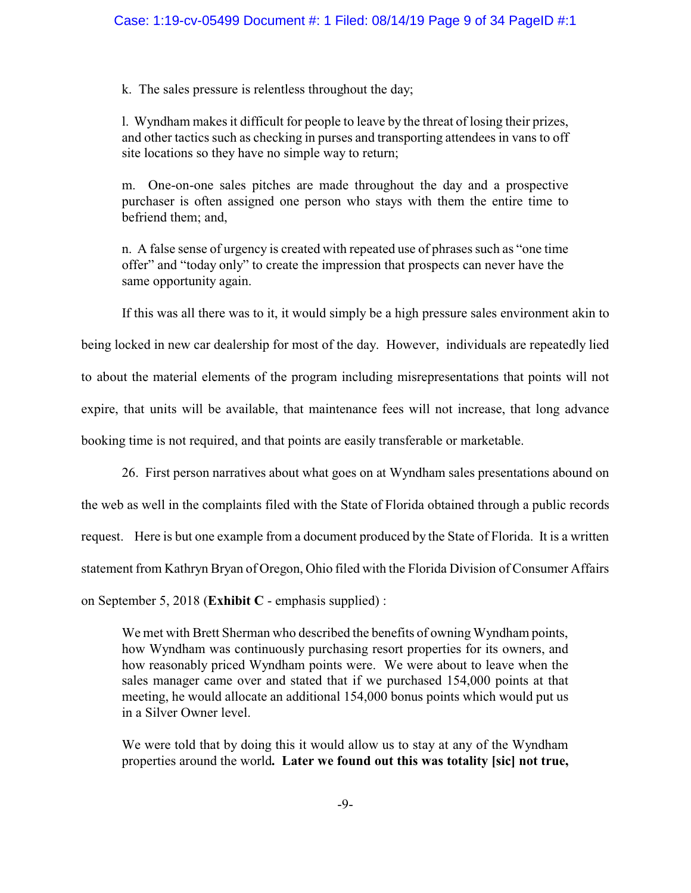k. The sales pressure is relentless throughout the day;

l. Wyndham makes it difficult for people to leave by the threat of losing their prizes, and other tactics such as checking in purses and transporting attendees in vans to off site locations so they have no simple way to return;

m. One-on-one sales pitches are made throughout the day and a prospective purchaser is often assigned one person who stays with them the entire time to befriend them; and,

n. A false sense of urgency is created with repeated use of phrases such as "one time offer" and "today only" to create the impression that prospects can never have the same opportunity again.

If this was all there was to it, it would simply be a high pressure sales environment akin to being locked in new car dealership for most of the day. However, individuals are repeatedly lied to about the material elements of the program including misrepresentations that points will not expire, that units will be available, that maintenance fees will not increase, that long advance booking time is not required, and that points are easily transferable or marketable.

26. First person narratives about what goes on at Wyndham sales presentations abound on the web as well in the complaints filed with the State of Florida obtained through a public records request. Here is but one example from a document produced by the State of Florida. It is a written statement from Kathryn Bryan of Oregon, Ohio filed with the Florida Division of Consumer Affairs on September 5, 2018 (**Exhibit C** - emphasis supplied) :

> We met with Brett Sherman who described the benefits of owning Wyndham points, how Wyndham was continuously purchasing resort properties for its owners, and how reasonably priced Wyndham points were. We were about to leave when the sales manager came over and stated that if we purchased 154,000 points at that meeting, he would allocate an additional 154,000 bonus points which would put us in a Silver Owner level.
>
> We were told that by doing this it would allow us to stay at any of the Wyndham properties around the world**. Later we found out this was totality [sic] not true,**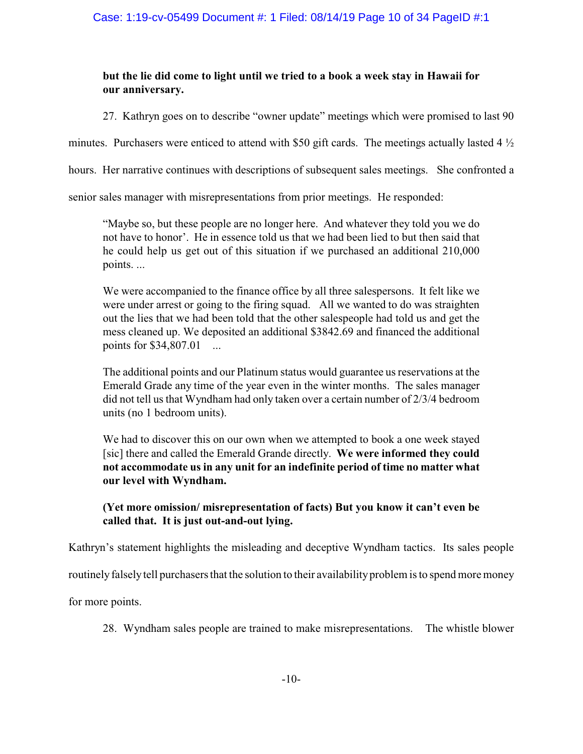> **but the lie did come to light until we tried to a book a week stay in Hawaii for our anniversary.**

27. Kathryn goes on to describe "owner update" meetings which were promised to last 90 minutes. Purchasers were enticed to attend with $50 gift cards. The meetings actually lasted 4 ½ hours. Her narrative continues with descriptions of subsequent sales meetings. She confronted a senior sales manager with misrepresentations from prior meetings. He responded:

> "Maybe so, but these people are no longer here. And whatever they told you we do not have to honor'. He in essence told us that we had been lied to but then said that he could help us get out of this situation if we purchased an additional 210,000 points. ...
>
> We were accompanied to the finance office by all three salespersons. It felt like we were under arrest or going to the firing squad. All we wanted to do was straighten out the lies that we had been told that the other salespeople had told us and get the mess cleaned up. We deposited an additional $3842.69 and financed the additional points for $34,807.01 ...
>
> The additional points and our Platinum status would guarantee us reservations at the Emerald Grade any time of the year even in the winter months. The sales manager did not tell us that Wyndham had only taken over a certain number of 2/3/4 bedroom units (no 1 bedroom units).
>
> We had to discover this on our own when we attempted to book a one week stayed [sic] there and called the Emerald Grande directly. **We were informed they could not accommodate us in any unit for an indefinite period of time no matter what our level with Wyndham.**
>
> **(Yet more omission/ misrepresentation of facts) But you know it can't even be called that. It is just out-and-out lying.**

Kathryn's statement highlights the misleading and deceptive Wyndham tactics. Its sales people routinely falsely tell purchasers that the solution to their availability problem is to spend more money for more points.

28. Wyndham sales people are trained to make misrepresentations. The whistle blower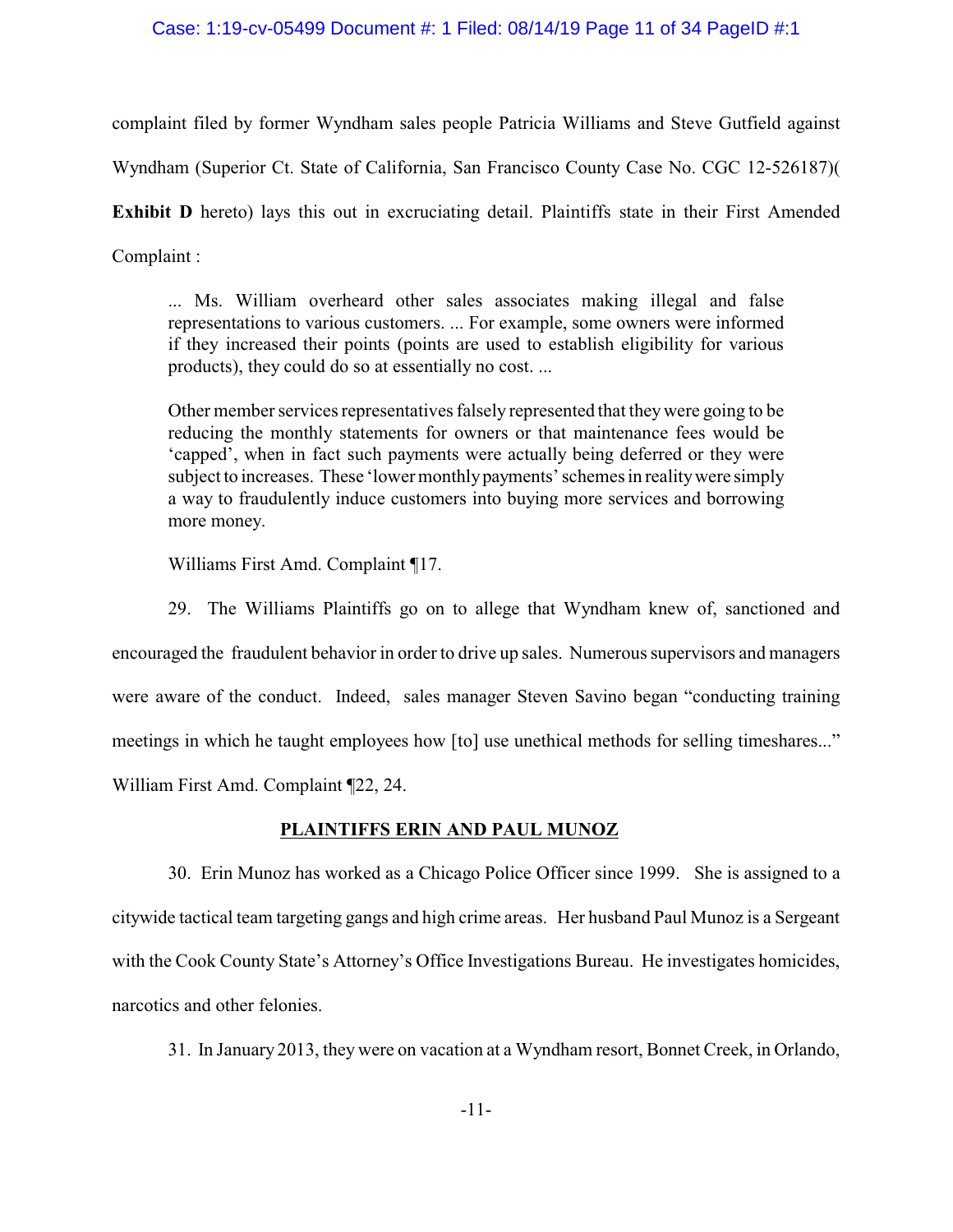complaint filed by former Wyndham sales people Patricia Williams and Steve Gutfield against Wyndham (Superior Ct. State of California, San Francisco County Case No. CGC 12-526187)( **Exhibit D** hereto) lays this out in excruciating detail. Plaintiffs state in their First Amended Complaint :

> ... Ms. William overheard other sales associates making illegal and false representations to various customers. ... For example, some owners were informed if they increased their points (points are used to establish eligibility for various products), they could do so at essentially no cost. ...
>
> Other member services representatives falsely represented that they were going to be reducing the monthly statements for owners or that maintenance fees would be 'capped', when in fact such payments were actually being deferred or they were subject to increases. These 'lower monthly payments' schemes in reality were simply a way to fraudulently induce customers into buying more services and borrowing more money.
>
> Williams First Amd. Complaint ¶17.

29. The Williams Plaintiffs go on to allege that Wyndham knew of, sanctioned and encouraged the fraudulent behavior in order to drive up sales. Numerous supervisors and managers were aware of the conduct. Indeed, sales manager Steven Savino began "conducting training meetings in which he taught employees how [to] use unethical methods for selling timeshares..." William First Amd. Complaint ¶22, 24.

## PLAINTIFFS ERIN AND PAUL MUNOZ

30. Erin Munoz has worked as a Chicago Police Officer since 1999. She is assigned to a citywide tactical team targeting gangs and high crime areas. Her husband Paul Munoz is a Sergeant with the Cook County State's Attorney's Office Investigations Bureau. He investigates homicides, narcotics and other felonies.

31. In January 2013, they were on vacation at a Wyndham resort, Bonnet Creek, in Orlando,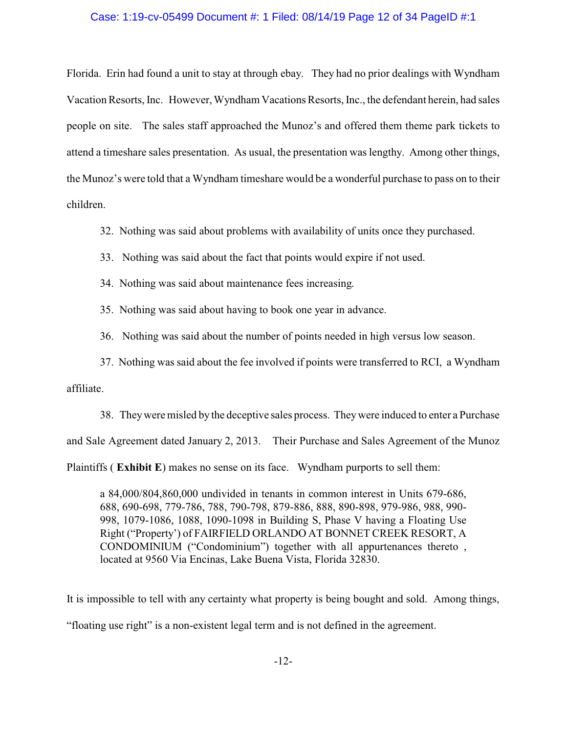Florida. Erin had found a unit to stay at through ebay. They had no prior dealings with Wyndham Vacation Resorts, Inc. However, Wyndham Vacations Resorts, Inc., the defendant herein, had sales people on site. The sales staff approached the Munoz's and offered them theme park tickets to attend a timeshare sales presentation. As usual, the presentation was lengthy. Among other things, the Munoz's were told that a Wyndham timeshare would be a wonderful purchase to pass on to their children.

32. Nothing was said about problems with availability of units once they purchased.

33. Nothing was said about the fact that points would expire if not used.

34. Nothing was said about maintenance fees increasing.

35. Nothing was said about having to book one year in advance.

36. Nothing was said about the number of points needed in high versus low season.

37. Nothing was said about the fee involved if points were transferred to RCI, a Wyndham affiliate.

38. They were misled by the deceptive sales process. They were induced to enter a Purchase and Sale Agreement dated January 2, 2013. Their Purchase and Sales Agreement of the Munoz Plaintiffs ( **Exhibit E**) makes no sense on its face. Wyndham purports to sell them:

> a 84,000/804,860,000 undivided in tenants in common interest in Units 679-686, 688, 690-698, 779-786, 788, 790-798, 879-886, 888, 890-898, 979-986, 988, 990-998, 1079-1086, 1088, 1090-1098 in Building S, Phase V having a Floating Use Right ("Property') of FAIRFIELD ORLANDO AT BONNET CREEK RESORT, A CONDOMINIUM ("Condominium") together with all appurtenances thereto , located at 9560 Via Encinas, Lake Buena Vista, Florida 32830.

It is impossible to tell with any certainty what property is being bought and sold. Among things, "floating use right" is a non-existent legal term and is not defined in the agreement.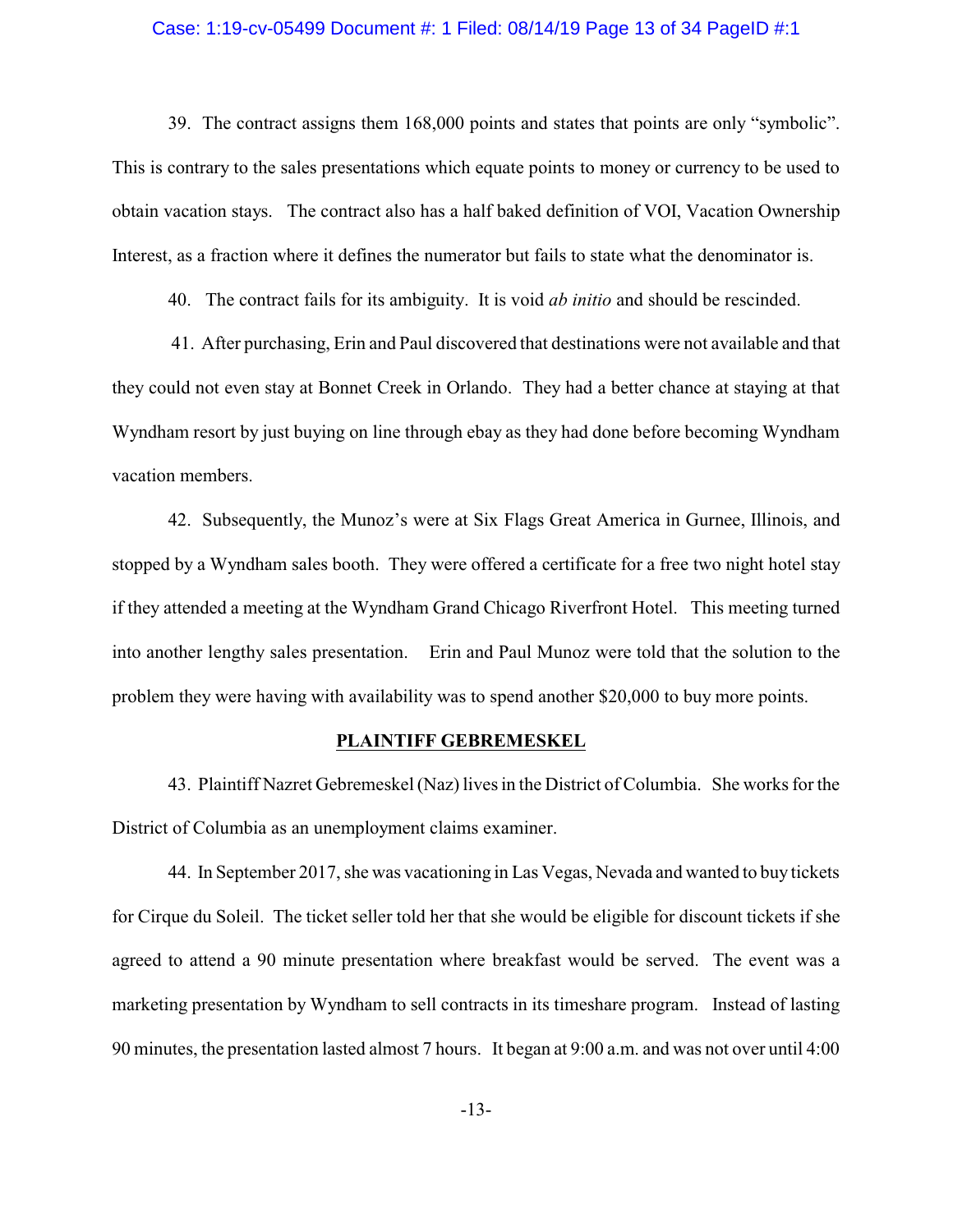39. The contract assigns them 168,000 points and states that points are only "symbolic". This is contrary to the sales presentations which equate points to money or currency to be used to obtain vacation stays. The contract also has a half baked definition of VOI, Vacation Ownership Interest, as a fraction where it defines the numerator but fails to state what the denominator is.

40. The contract fails for its ambiguity. It is void *ab initio* and should be rescinded.

41. After purchasing, Erin and Paul discovered that destinations were not available and that they could not even stay at Bonnet Creek in Orlando. They had a better chance at staying at that Wyndham resort by just buying on line through ebay as they had done before becoming Wyndham vacation members.

42. Subsequently, the Munoz's were at Six Flags Great America in Gurnee, Illinois, and stopped by a Wyndham sales booth. They were offered a certificate for a free two night hotel stay if they attended a meeting at the Wyndham Grand Chicago Riverfront Hotel. This meeting turned into another lengthy sales presentation. Erin and Paul Munoz were told that the solution to the problem they were having with availability was to spend another $20,000 to buy more points.

**PLAINTIFF GEBREMESKEL**

43. Plaintiff Nazret Gebremeskel (Naz) lives in the District of Columbia. She works for the District of Columbia as an unemployment claims examiner.

44. In September 2017, she was vacationing in Las Vegas, Nevada and wanted to buy tickets for Cirque du Soleil. The ticket seller told her that she would be eligible for discount tickets if she agreed to attend a 90 minute presentation where breakfast would be served. The event was a marketing presentation by Wyndham to sell contracts in its timeshare program. Instead of lasting 90 minutes, the presentation lasted almost 7 hours. It began at 9:00 a.m. and was not over until 4:00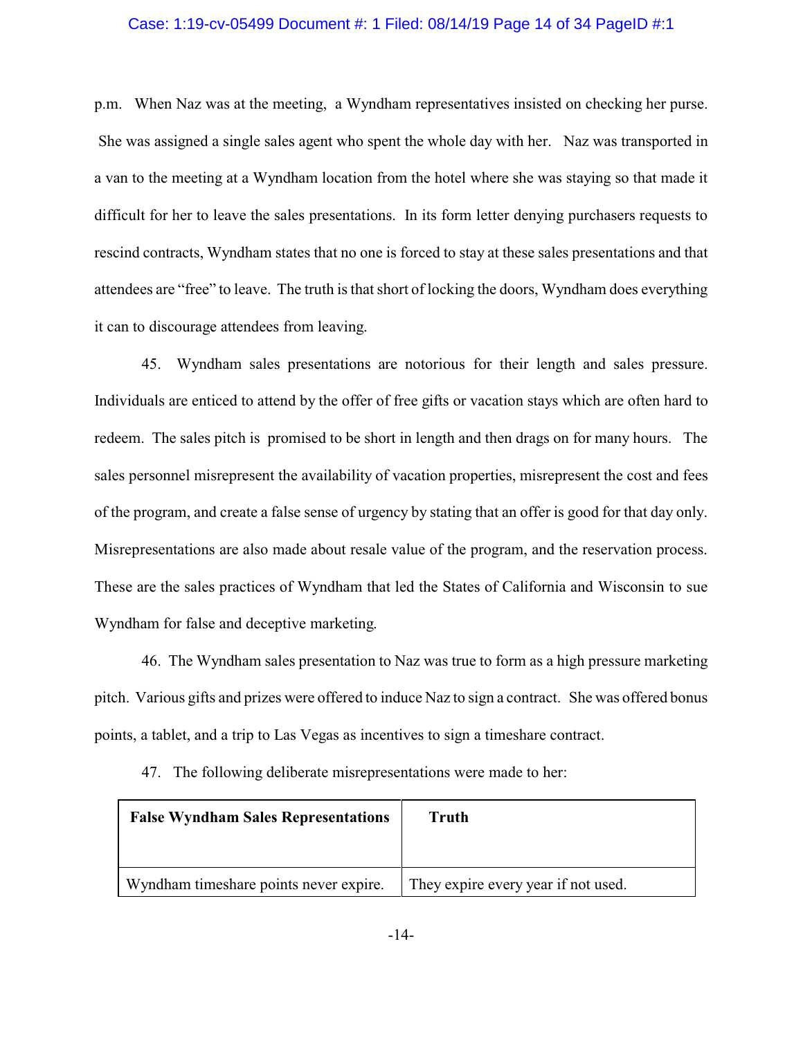p.m. When Naz was at the meeting, a Wyndham representatives insisted on checking her purse. She was assigned a single sales agent who spent the whole day with her. Naz was transported in a van to the meeting at a Wyndham location from the hotel where she was staying so that made it difficult for her to leave the sales presentations. In its form letter denying purchasers requests to rescind contracts, Wyndham states that no one is forced to stay at these sales presentations and that attendees are "free" to leave. The truth is that short of locking the doors, Wyndham does everything it can to discourage attendees from leaving.

45. Wyndham sales presentations are notorious for their length and sales pressure. Individuals are enticed to attend by the offer of free gifts or vacation stays which are often hard to redeem. The sales pitch is promised to be short in length and then drags on for many hours. The sales personnel misrepresent the availability of vacation properties, misrepresent the cost and fees of the program, and create a false sense of urgency by stating that an offer is good for that day only. Misrepresentations are also made about resale value of the program, and the reservation process. These are the sales practices of Wyndham that led the States of California and Wisconsin to sue Wyndham for false and deceptive marketing.

46. The Wyndham sales presentation to Naz was true to form as a high pressure marketing pitch. Various gifts and prizes were offered to induce Naz to sign a contract. She was offered bonus points, a tablet, and a trip to Las Vegas as incentives to sign a timeshare contract.

47. The following deliberate misrepresentations were made to her:

| **False Wyndham Sales Representations** | **Truth** |
|---|---|
| Wyndham timeshare points never expire. | They expire every year if not used. |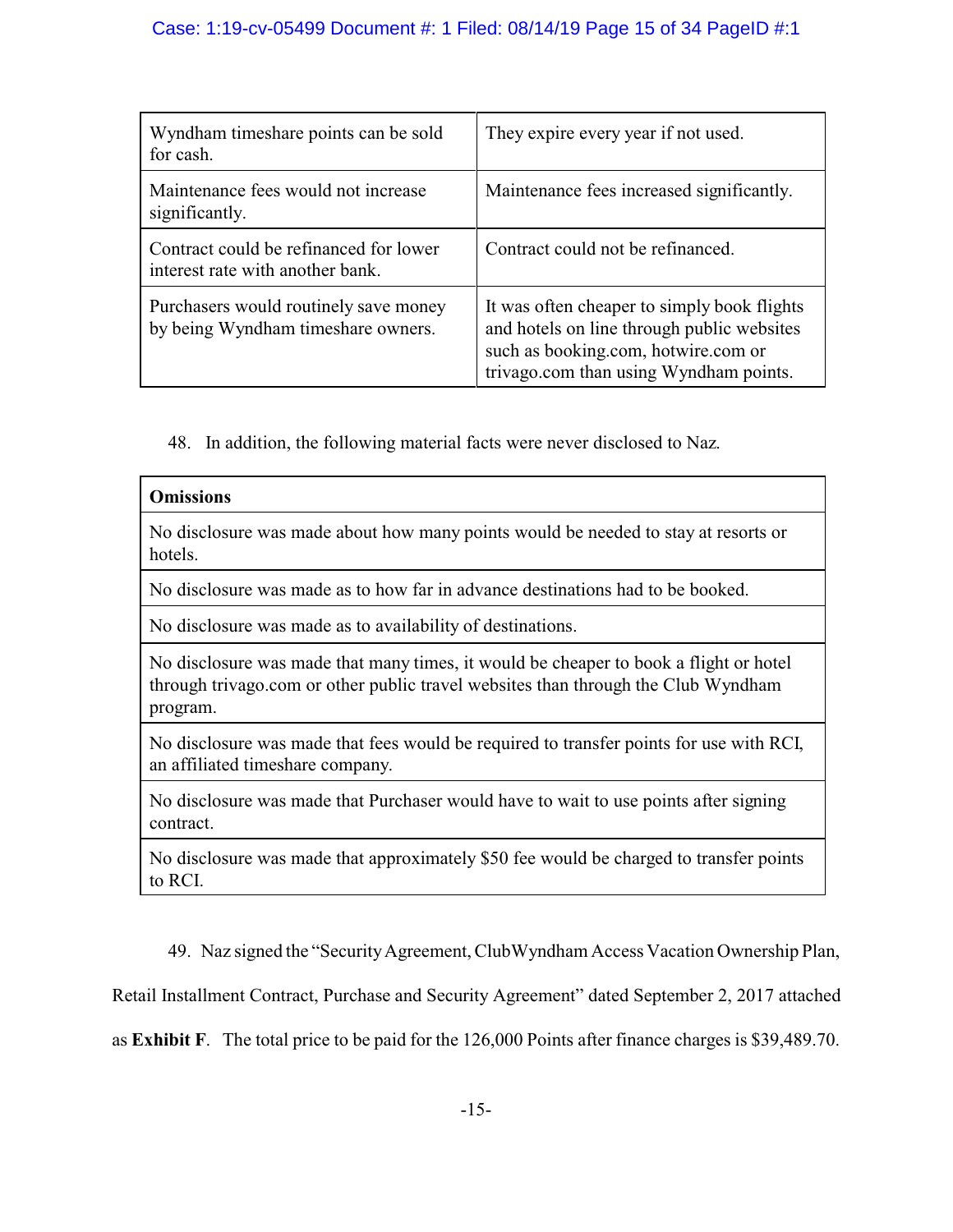| | |
|---|---|
| Wyndham timeshare points can be sold for cash. | They expire every year if not used. |
| Maintenance fees would not increase significantly. | Maintenance fees increased significantly. |
| Contract could be refinanced for lower interest rate with another bank. | Contract could not be refinanced. |
| Purchasers would routinely save money by being Wyndham timeshare owners. | It was often cheaper to simply book flights and hotels on line through public websites such as booking.com, hotwire.com or trivago.com than using Wyndham points. |

48. In addition, the following material facts were never disclosed to Naz.

| **Omissions** |
|---|
| No disclosure was made about how many points would be needed to stay at resorts or hotels. |
| No disclosure was made as to how far in advance destinations had to be booked. |
| No disclosure was made as to availability of destinations. |
| No disclosure was made that many times, it would be cheaper to book a flight or hotel through trivago.com or other public travel websites than through the Club Wyndham program. |
| No disclosure was made that fees would be required to transfer points for use with RCI, an affiliated timeshare company. |
| No disclosure was made that Purchaser would have to wait to use points after signing contract. |
| No disclosure was made that approximately $50 fee would be charged to transfer points to RCI. |

49. Naz signed the "Security Agreement, ClubWyndham Access Vacation Ownership Plan, Retail Installment Contract, Purchase and Security Agreement" dated September 2, 2017 attached as **Exhibit F**. The total price to be paid for the 126,000 Points after finance charges is $39,489.70.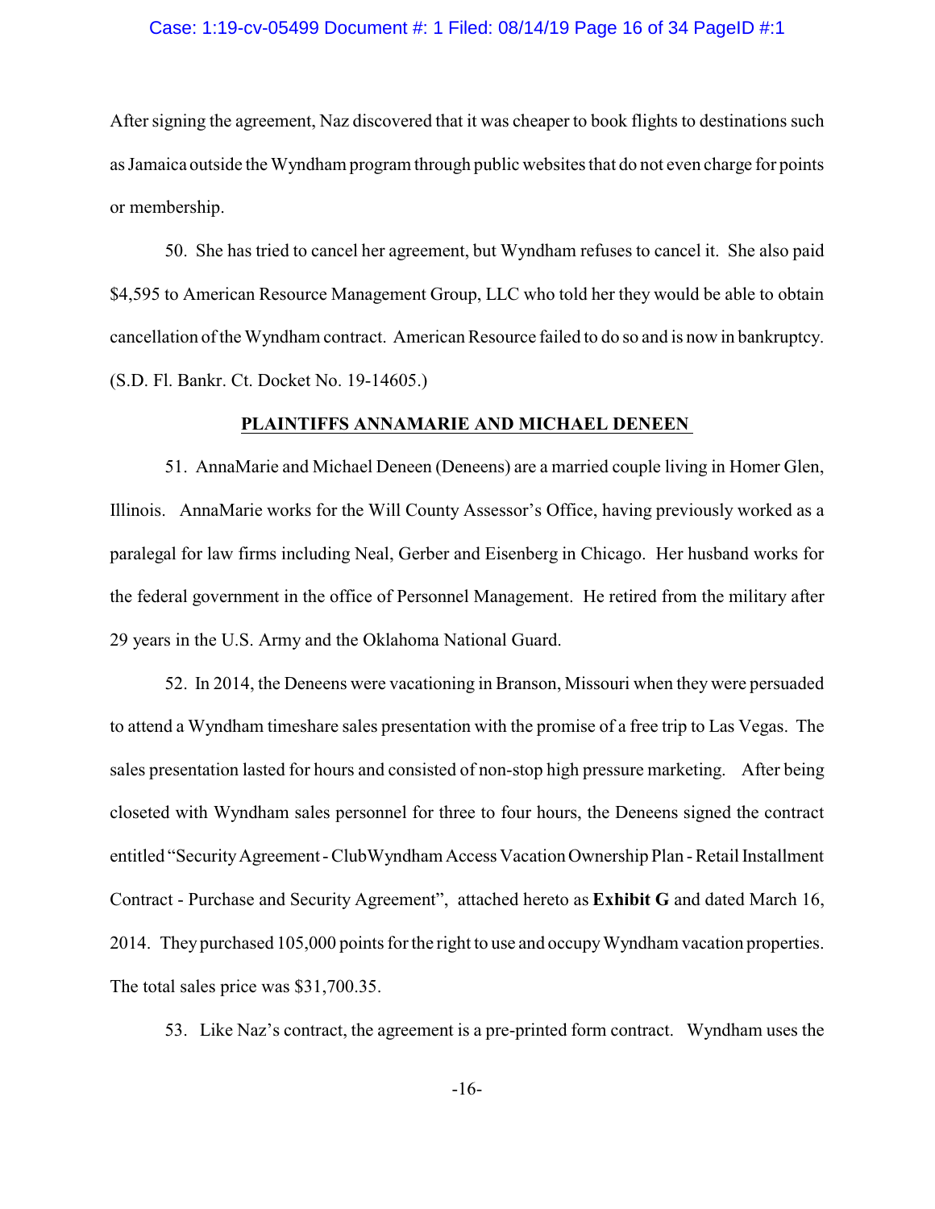After signing the agreement, Naz discovered that it was cheaper to book flights to destinations such as Jamaica outside the Wyndham program through public websites that do not even charge for points or membership.

50. She has tried to cancel her agreement, but Wyndham refuses to cancel it. She also paid $4,595 to American Resource Management Group, LLC who told her they would be able to obtain cancellation of the Wyndham contract. American Resource failed to do so and is now in bankruptcy. (S.D. Fl. Bankr. Ct. Docket No. 19-14605.)

## PLAINTIFFS ANNAMARIE AND MICHAEL DENEEN

51. AnnaMarie and Michael Deneen (Deneens) are a married couple living in Homer Glen, Illinois. AnnaMarie works for the Will County Assessor's Office, having previously worked as a paralegal for law firms including Neal, Gerber and Eisenberg in Chicago. Her husband works for the federal government in the office of Personnel Management. He retired from the military after 29 years in the U.S. Army and the Oklahoma National Guard.

52. In 2014, the Deneens were vacationing in Branson, Missouri when they were persuaded to attend a Wyndham timeshare sales presentation with the promise of a free trip to Las Vegas. The sales presentation lasted for hours and consisted of non-stop high pressure marketing. After being closeted with Wyndham sales personnel for three to four hours, the Deneens signed the contract entitled "Security Agreement - ClubWyndham Access Vacation Ownership Plan - Retail Installment Contract - Purchase and Security Agreement", attached hereto as **Exhibit G** and dated March 16, 2014. They purchased 105,000 points for the right to use and occupy Wyndham vacation properties. The total sales price was $31,700.35.

53. Like Naz's contract, the agreement is a pre-printed form contract. Wyndham uses the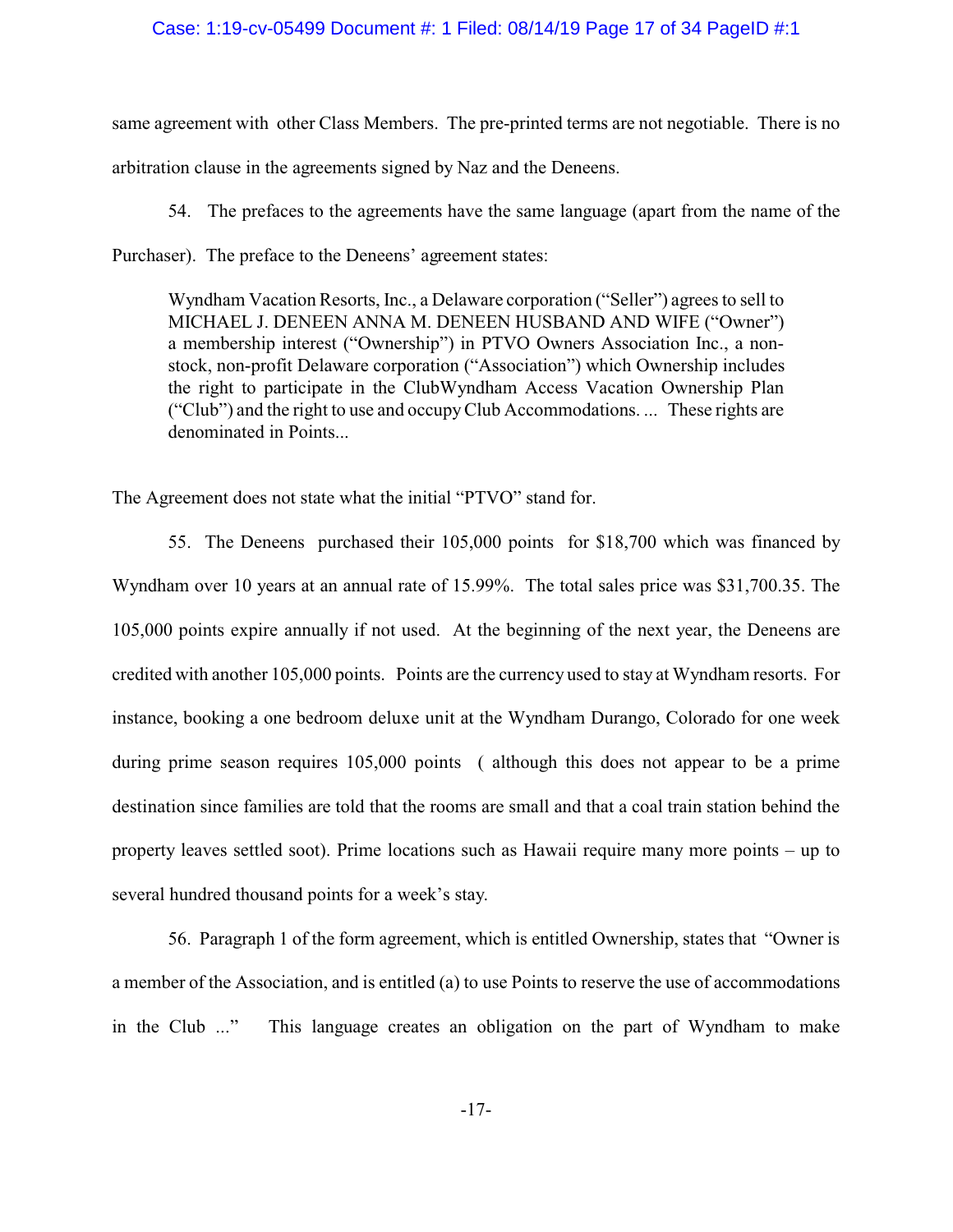same agreement with other Class Members. The pre-printed terms are not negotiable. There is no arbitration clause in the agreements signed by Naz and the Deneens.

54. The prefaces to the agreements have the same language (apart from the name of the Purchaser). The preface to the Deneens' agreement states:

> Wyndham Vacation Resorts, Inc., a Delaware corporation ("Seller") agrees to sell to MICHAEL J. DENEEN ANNA M. DENEEN HUSBAND AND WIFE ("Owner") a membership interest ("Ownership") in PTVO Owners Association Inc., a non-stock, non-profit Delaware corporation ("Association") which Ownership includes the right to participate in the ClubWyndham Access Vacation Ownership Plan ("Club") and the right to use and occupy Club Accommodations. ... These rights are denominated in Points...

The Agreement does not state what the initial "PTVO" stand for.

55. The Deneens purchased their 105,000 points for $18,700 which was financed by Wyndham over 10 years at an annual rate of 15.99%. The total sales price was $31,700.35. The 105,000 points expire annually if not used. At the beginning of the next year, the Deneens are credited with another 105,000 points. Points are the currency used to stay at Wyndham resorts. For instance, booking a one bedroom deluxe unit at the Wyndham Durango, Colorado for one week during prime season requires 105,000 points ( although this does not appear to be a prime destination since families are told that the rooms are small and that a coal train station behind the property leaves settled soot). Prime locations such as Hawaii require many more points – up to several hundred thousand points for a week's stay.

56. Paragraph 1 of the form agreement, which is entitled Ownership, states that "Owner is a member of the Association, and is entitled (a) to use Points to reserve the use of accommodations in the Club ..." This language creates an obligation on the part of Wyndham to make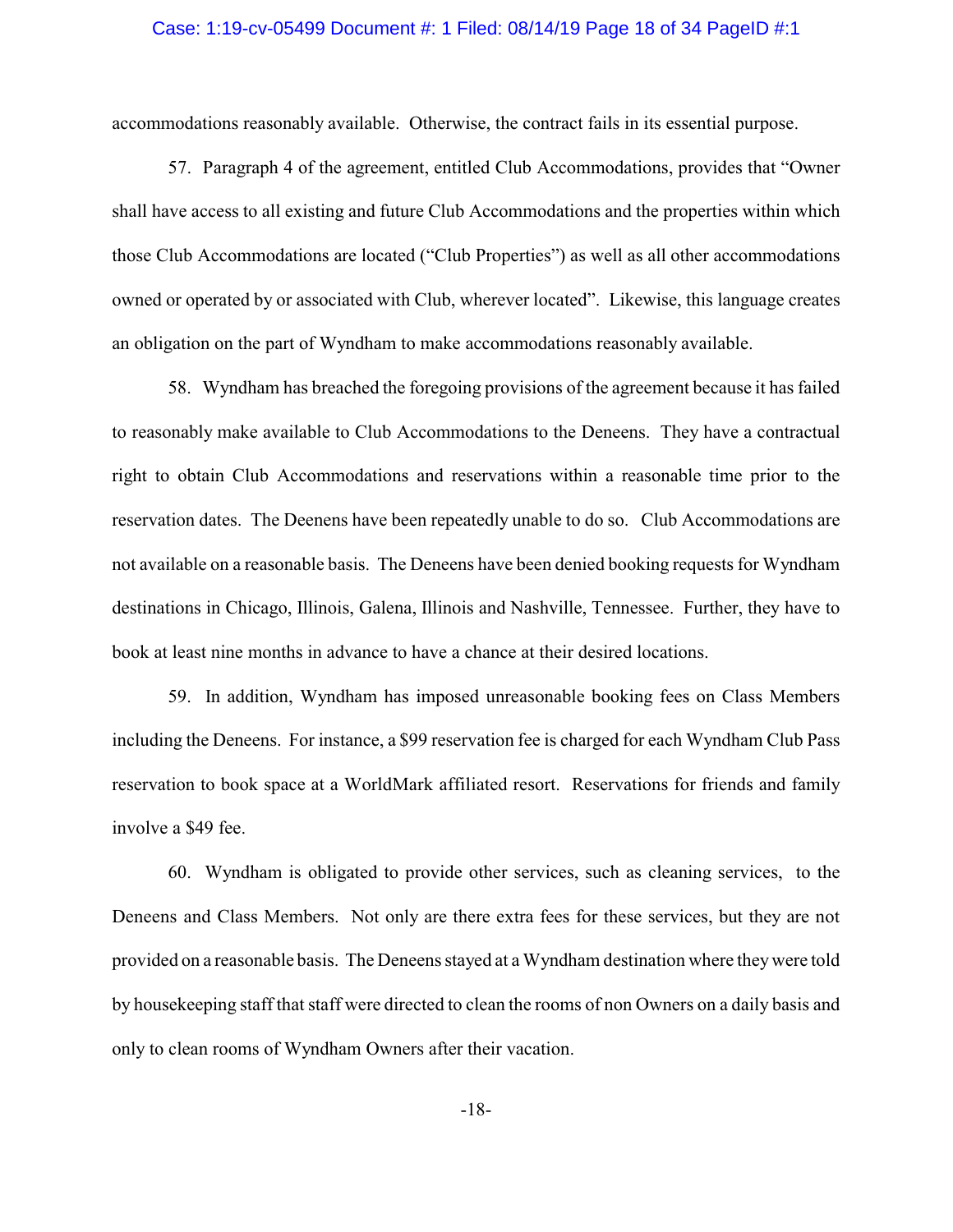accommodations reasonably available. Otherwise, the contract fails in its essential purpose.

57. Paragraph 4 of the agreement, entitled Club Accommodations, provides that "Owner shall have access to all existing and future Club Accommodations and the properties within which those Club Accommodations are located ("Club Properties") as well as all other accommodations owned or operated by or associated with Club, wherever located". Likewise, this language creates an obligation on the part of Wyndham to make accommodations reasonably available.

58. Wyndham has breached the foregoing provisions of the agreement because it has failed to reasonably make available to Club Accommodations to the Deneens. They have a contractual right to obtain Club Accommodations and reservations within a reasonable time prior to the reservation dates. The Deenens have been repeatedly unable to do so. Club Accommodations are not available on a reasonable basis. The Deneens have been denied booking requests for Wyndham destinations in Chicago, Illinois, Galena, Illinois and Nashville, Tennessee. Further, they have to book at least nine months in advance to have a chance at their desired locations.

59. In addition, Wyndham has imposed unreasonable booking fees on Class Members including the Deneens. For instance, a $99 reservation fee is charged for each Wyndham Club Pass reservation to book space at a WorldMark affiliated resort. Reservations for friends and family involve a $49 fee.

60. Wyndham is obligated to provide other services, such as cleaning services, to the Deneens and Class Members. Not only are there extra fees for these services, but they are not provided on a reasonable basis. The Deneens stayed at a Wyndham destination where they were told by housekeeping staff that staff were directed to clean the rooms of non Owners on a daily basis and only to clean rooms of Wyndham Owners after their vacation.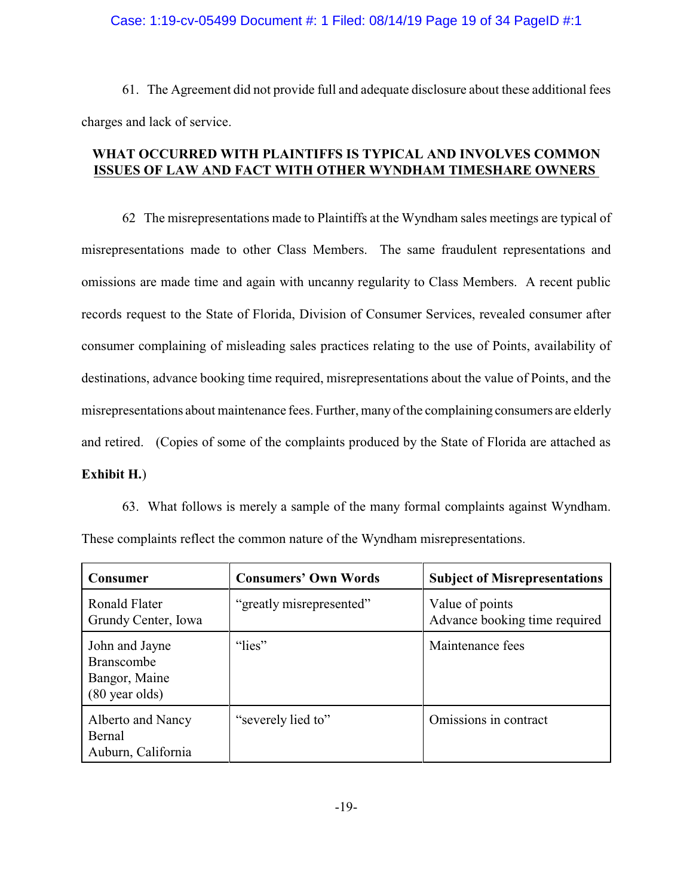61. The Agreement did not provide full and adequate disclosure about these additional fees charges and lack of service.

## WHAT OCCURRED WITH PLAINTIFFS IS TYPICAL AND INVOLVES COMMON ISSUES OF LAW AND FACT WITH OTHER WYNDHAM TIMESHARE OWNERS

62 The misrepresentations made to Plaintiffs at the Wyndham sales meetings are typical of misrepresentations made to other Class Members. The same fraudulent representations and omissions are made time and again with uncanny regularity to Class Members. A recent public records request to the State of Florida, Division of Consumer Services, revealed consumer after consumer complaining of misleading sales practices relating to the use of Points, availability of destinations, advance booking time required, misrepresentations about the value of Points, and the misrepresentations about maintenance fees. Further, many of the complaining consumers are elderly and retired. (Copies of some of the complaints produced by the State of Florida are attached as **Exhibit H.**)

63. What follows is merely a sample of the many formal complaints against Wyndham. These complaints reflect the common nature of the Wyndham misrepresentations.

| Consumer | Consumers' Own Words | Subject of Misrepresentations |
|---|---|---|
| Ronald Flater<br>Grundy Center, Iowa | "greatly misrepresented" | Value of points<br>Advance booking time required |
| John and Jayne Branscombe<br>Bangor, Maine<br>(80 year olds) | "lies" | Maintenance fees |
| Alberto and Nancy Bernal<br>Auburn, California | "severely lied to" | Omissions in contract |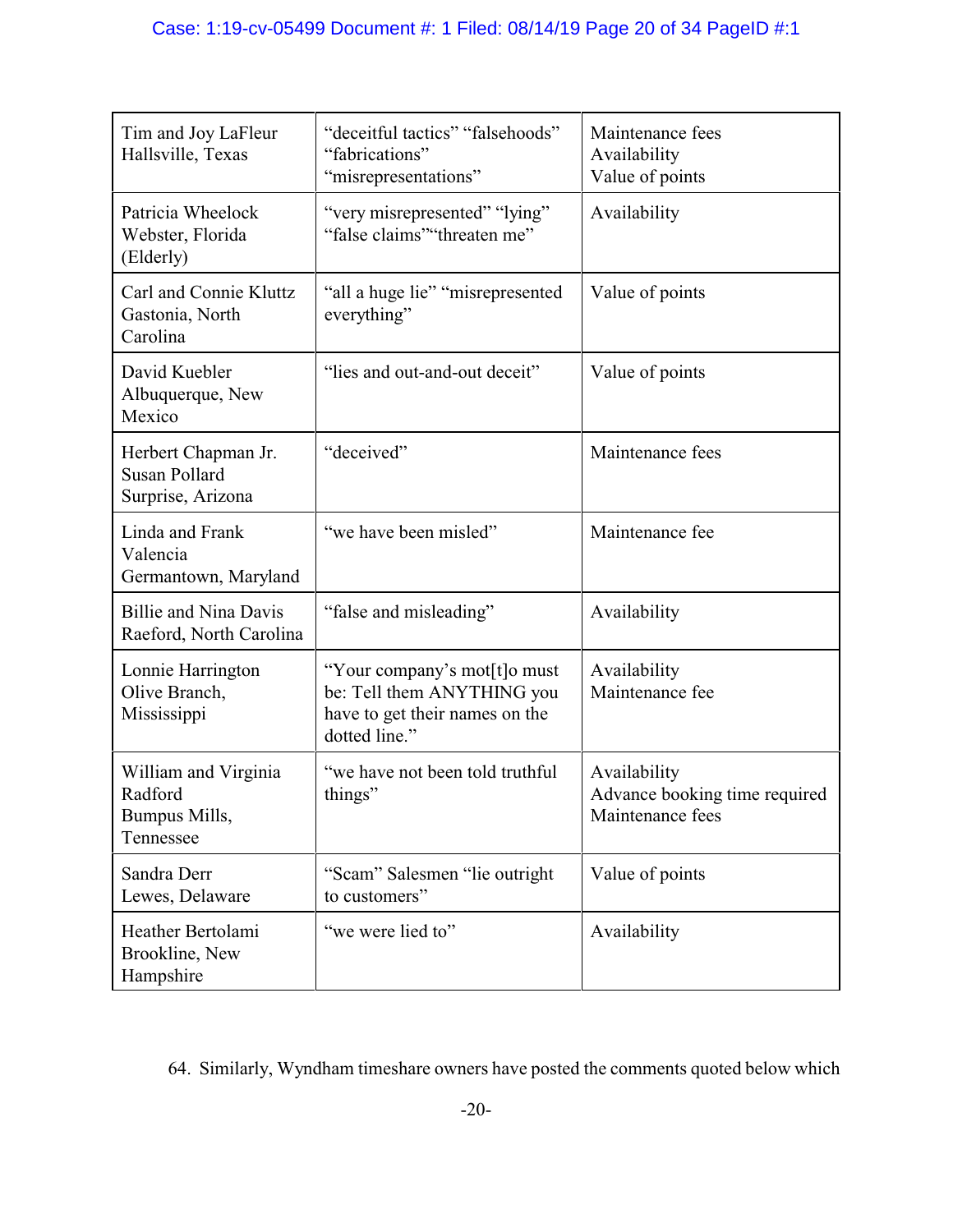| | | |
|---|---|---|
| Tim and Joy LaFleur<br>Hallsville, Texas | "deceitful tactics" "falsehoods" "fabrications" "misrepresentations" | Maintenance fees<br>Availability<br>Value of points |
| Patricia Wheelock<br>Webster, Florida<br>(Elderly) | "very misrepresented" "lying" "false claims""threaten me" | Availability |
| Carl and Connie Kluttz<br>Gastonia, North Carolina | "all a huge lie" "misrepresented everything" | Value of points |
| David Kuebler<br>Albuquerque, New Mexico | "lies and out-and-out deceit" | Value of points |
| Herbert Chapman Jr.<br>Susan Pollard<br>Surprise, Arizona | "deceived" | Maintenance fees |
| Linda and Frank Valencia<br>Germantown, Maryland | "we have been misled" | Maintenance fee |
| Billie and Nina Davis<br>Raeford, North Carolina | "false and misleading" | Availability |
| Lonnie Harrington<br>Olive Branch, Mississippi | "Your company's mot[t]o must be: Tell them ANYTHING you have to get their names on the dotted line." | Availability<br>Maintenance fee |
| William and Virginia Radford<br>Bumpus Mills, Tennessee | "we have not been told truthful things" | Availability<br>Advance booking time required<br>Maintenance fees |
| Sandra Derr<br>Lewes, Delaware | "Scam" Salesmen "lie outright to customers" | Value of points |
| Heather Bertolami<br>Brookline, New Hampshire | "we were lied to" | Availability |

64. Similarly, Wyndham timeshare owners have posted the comments quoted below which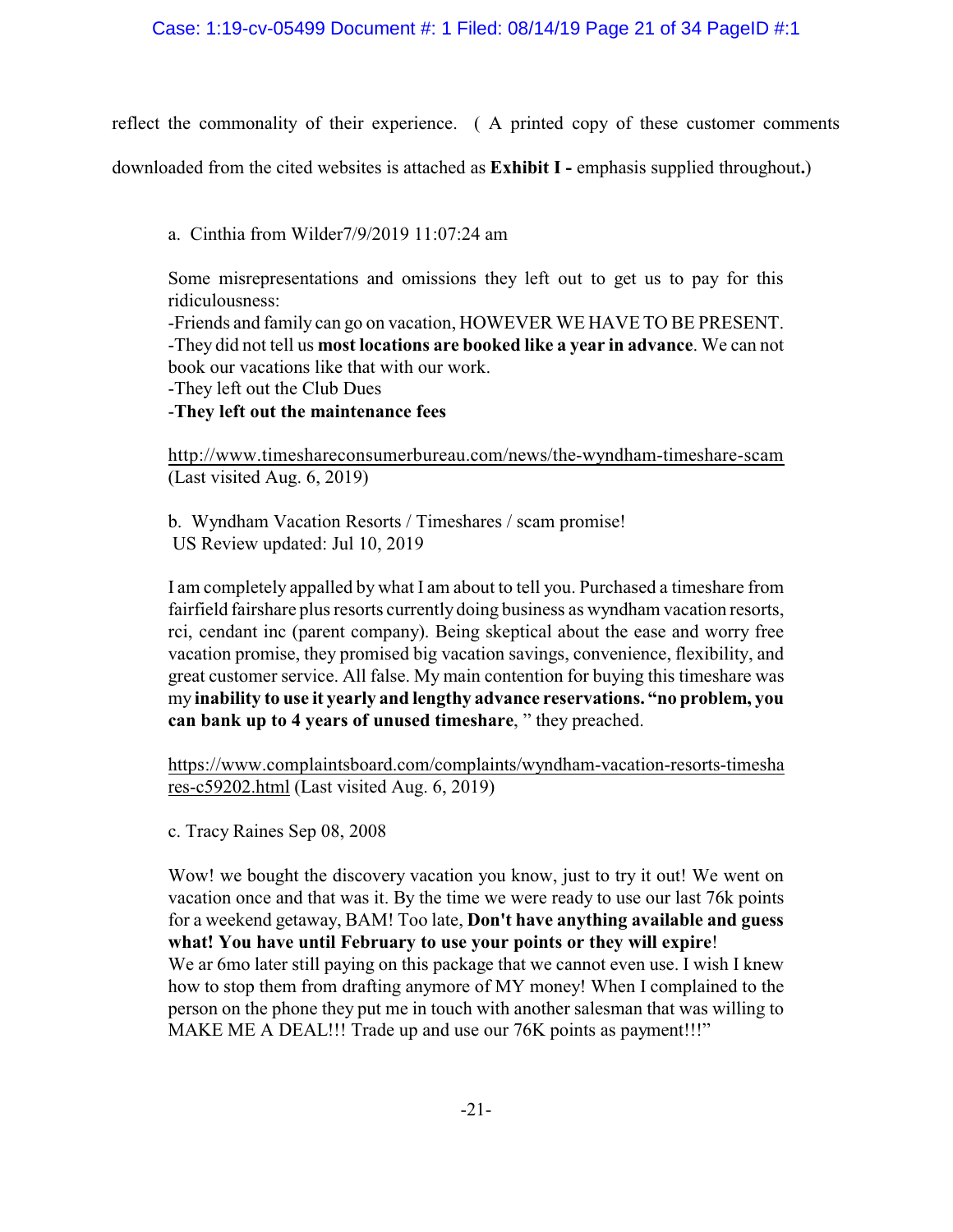reflect the commonality of their experience. ( A printed copy of these customer comments downloaded from the cited websites is attached as **Exhibit I -** emphasis supplied throughout**.**)

a. Cinthia from Wilder7/9/2019 11:07:24 am

> Some misrepresentations and omissions they left out to get us to pay for this ridiculousness:
> -Friends and family can go on vacation, HOWEVER WE HAVE TO BE PRESENT.
> -They did not tell us **most locations are booked like a year in advance**. We can not book our vacations like that with our work.
> -They left out the Club Dues
> -**They left out the maintenance fees**
>
> http://www.timeshareconsumerbureau.com/news/the-wyndham-timeshare-scam (Last visited Aug. 6, 2019)

b. Wyndham Vacation Resorts / Timeshares / scam promise!
US Review updated: Jul 10, 2019

> I am completely appalled by what I am about to tell you. Purchased a timeshare from fairfield fairshare plus resorts currently doing business as wyndham vacation resorts, rci, cendant inc (parent company). Being skeptical about the ease and worry free vacation promise, they promised big vacation savings, convenience, flexibility, and great customer service. All false. My main contention for buying this timeshare was my **inability to use it yearly and lengthy advance reservations. "no problem, you can bank up to 4 years of unused timeshare**, " they preached.
>
> https://www.complaintsboard.com/complaints/wyndham-vacation-resorts-timeshares-c59202.html (Last visited Aug. 6, 2019)

c. Tracy Raines Sep 08, 2008

> Wow! we bought the discovery vacation you know, just to try it out! We went on vacation once and that was it. By the time we were ready to use our last 76k points for a weekend getaway, BAM! Too late, **Don't have anything available and guess what! You have until February to use your points or they will expire**!
> We ar 6mo later still paying on this package that we cannot even use. I wish I knew how to stop them from drafting anymore of MY money! When I complained to the person on the phone they put me in touch with another salesman that was willing to MAKE ME A DEAL!!! Trade up and use our 76K points as payment!!!"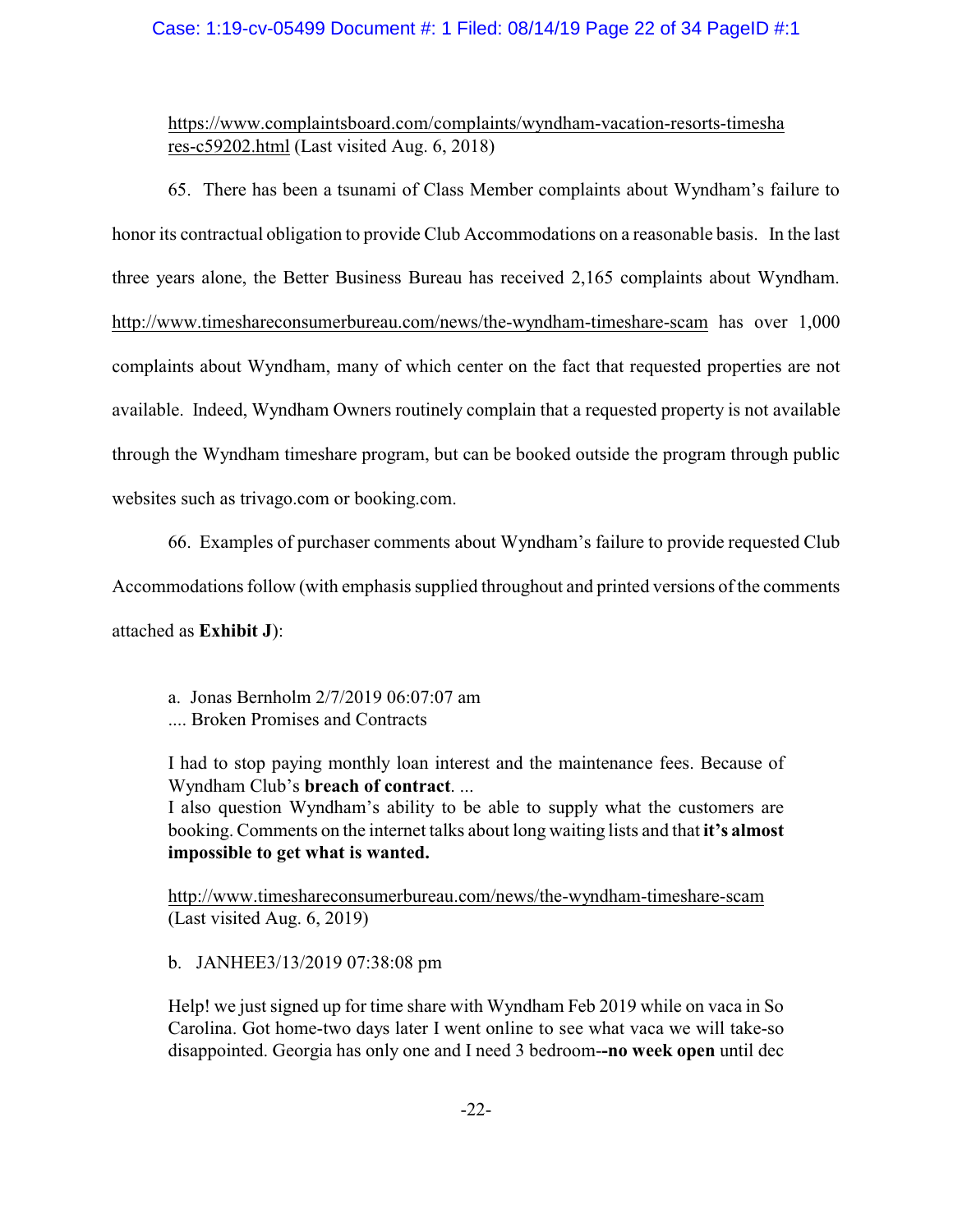https://www.complaintsboard.com/complaints/wyndham-vacation-resorts-timeshares-c59202.html (Last visited Aug. 6, 2018)

65. There has been a tsunami of Class Member complaints about Wyndham's failure to honor its contractual obligation to provide Club Accommodations on a reasonable basis. In the last three years alone, the Better Business Bureau has received 2,165 complaints about Wyndham. http://www.timeshareconsumerbureau.com/news/the-wyndham-timeshare-scam has over 1,000 complaints about Wyndham, many of which center on the fact that requested properties are not available. Indeed, Wyndham Owners routinely complain that a requested property is not available through the Wyndham timeshare program, but can be booked outside the program through public websites such as trivago.com or booking.com.

66. Examples of purchaser comments about Wyndham's failure to provide requested Club Accommodations follow (with emphasis supplied throughout and printed versions of the comments attached as **Exhibit J**):

> a. Jonas Bernholm 2/7/2019 06:07:07 am
> .... Broken Promises and Contracts
>
> I had to stop paying monthly loan interest and the maintenance fees. Because of Wyndham Club's **breach of contract**. ...
> I also question Wyndham's ability to be able to supply what the customers are booking. Comments on the internet talks about long waiting lists and that **it's almost impossible to get what is wanted.**
>
> http://www.timeshareconsumerbureau.com/news/the-wyndham-timeshare-scam (Last visited Aug. 6, 2019)
>
> b. JANHEE3/13/2019 07:38:08 pm
>
> Help! we just signed up for time share with Wyndham Feb 2019 while on vaca in So Carolina. Got home-two days later I went online to see what vaca we will take-so disappointed. Georgia has only one and I need 3 bedroom--**no week open** until dec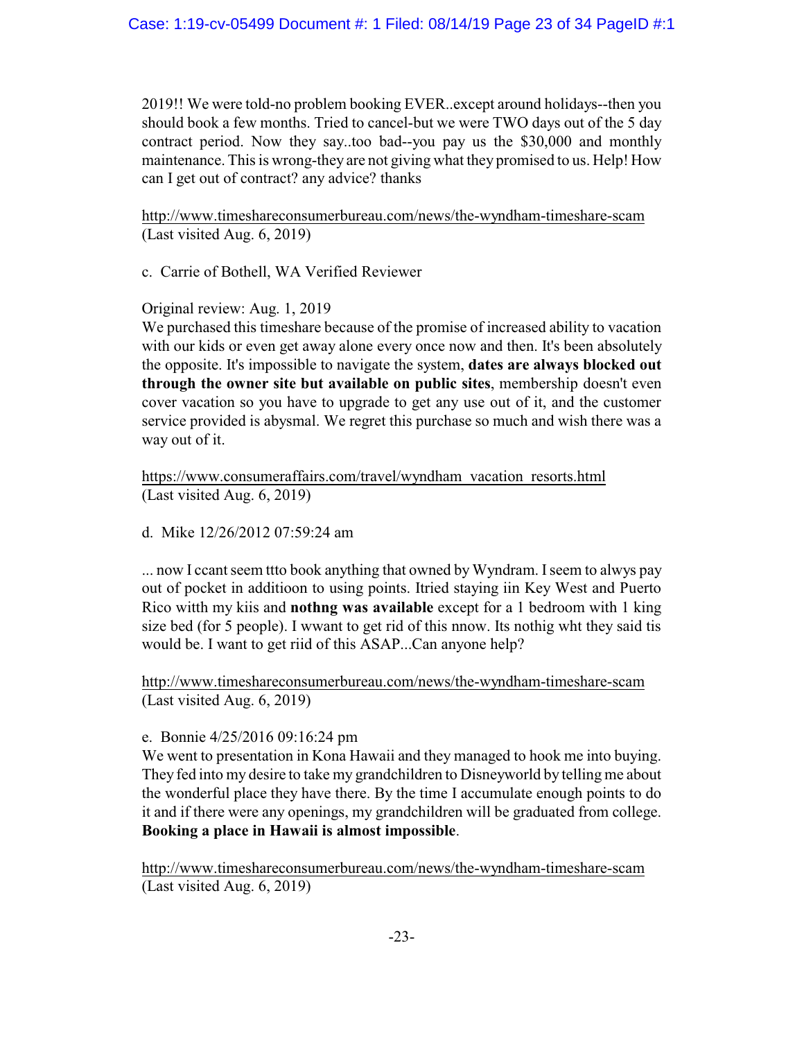2019!! We were told-no problem booking EVER..except around holidays--then you should book a few months. Tried to cancel-but we were TWO days out of the 5 day contract period. Now they say..too bad--you pay us the $30,000 and monthly maintenance. This is wrong-they are not giving what they promised to us. Help! How can I get out of contract? any advice? thanks

http://www.timeshareconsumerbureau.com/news/the-wyndham-timeshare-scam (Last visited Aug. 6, 2019)

c. Carrie of Bothell, WA Verified Reviewer

Original review: Aug. 1, 2019
We purchased this timeshare because of the promise of increased ability to vacation with our kids or even get away alone every once now and then. It's been absolutely the opposite. It's impossible to navigate the system, **dates are always blocked out through the owner site but available on public sites**, membership doesn't even cover vacation so you have to upgrade to get any use out of it, and the customer service provided is abysmal. We regret this purchase so much and wish there was a way out of it.

https://www.consumeraffairs.com/travel/wyndham_vacation_resorts.html (Last visited Aug. 6, 2019)

d. Mike 12/26/2012 07:59:24 am

... now I ccant seem ttto book anything that owned by Wyndram. I seem to alwys pay out of pocket in additioon to using points. Itried staying iin Key West and Puerto Rico witth my kiis and **nothng was available** except for a 1 bedroom with 1 king size bed (for 5 people). I wwant to get rid of this nnow. Its nothig wht they said tis would be. I want to get riid of this ASAP...Can anyone help?

http://www.timeshareconsumerbureau.com/news/the-wyndham-timeshare-scam (Last visited Aug. 6, 2019)

e. Bonnie 4/25/2016 09:16:24 pm
We went to presentation in Kona Hawaii and they managed to hook me into buying. They fed into my desire to take my grandchildren to Disneyworld by telling me about the wonderful place they have there. By the time I accumulate enough points to do it and if there were any openings, my grandchildren will be graduated from college. **Booking a place in Hawaii is almost impossible**.

http://www.timeshareconsumerbureau.com/news/the-wyndham-timeshare-scam (Last visited Aug. 6, 2019)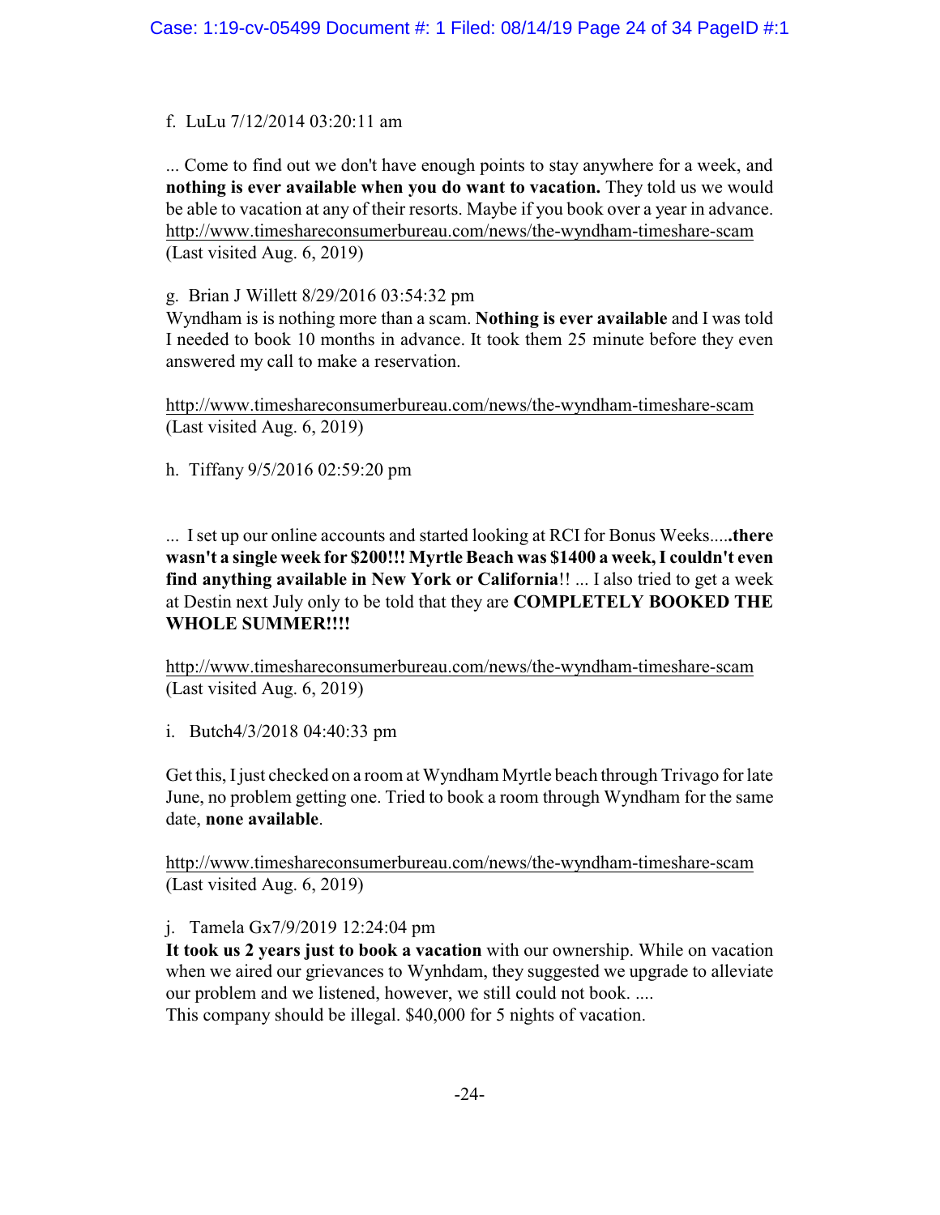f. LuLu 7/12/2014 03:20:11 am

... Come to find out we don't have enough points to stay anywhere for a week, and **nothing is ever available when you do want to vacation.** They told us we would be able to vacation at any of their resorts. Maybe if you book over a year in advance. http://www.timeshareconsumerbureau.com/news/the-wyndham-timeshare-scam (Last visited Aug. 6, 2019)

g. Brian J Willett 8/29/2016 03:54:32 pm
Wyndham is is nothing more than a scam. **Nothing is ever available** and I was told I needed to book 10 months in advance. It took them 25 minute before they even answered my call to make a reservation.

http://www.timeshareconsumerbureau.com/news/the-wyndham-timeshare-scam (Last visited Aug. 6, 2019)

h. Tiffany 9/5/2016 02:59:20 pm

... I set up our online accounts and started looking at RCI for Bonus Weeks.....**there wasn't a single week for $200!!! Myrtle Beach was $1400 a week, I couldn't even find anything available in New York or California**!! ... I also tried to get a week at Destin next July only to be told that they are **COMPLETELY BOOKED THE WHOLE SUMMER!!!!**

http://www.timeshareconsumerbureau.com/news/the-wyndham-timeshare-scam (Last visited Aug. 6, 2019)

i. Butch4/3/2018 04:40:33 pm

Get this, I just checked on a room at Wyndham Myrtle beach through Trivago for late June, no problem getting one. Tried to book a room through Wyndham for the same date, **none available**.

http://www.timeshareconsumerbureau.com/news/the-wyndham-timeshare-scam (Last visited Aug. 6, 2019)

j. Tamela Gx7/9/2019 12:24:04 pm
**It took us 2 years just to book a vacation** with our ownership. While on vacation when we aired our grievances to Wynhdam, they suggested we upgrade to alleviate our problem and we listened, however, we still could not book. ....
This company should be illegal. $40,000 for 5 nights of vacation.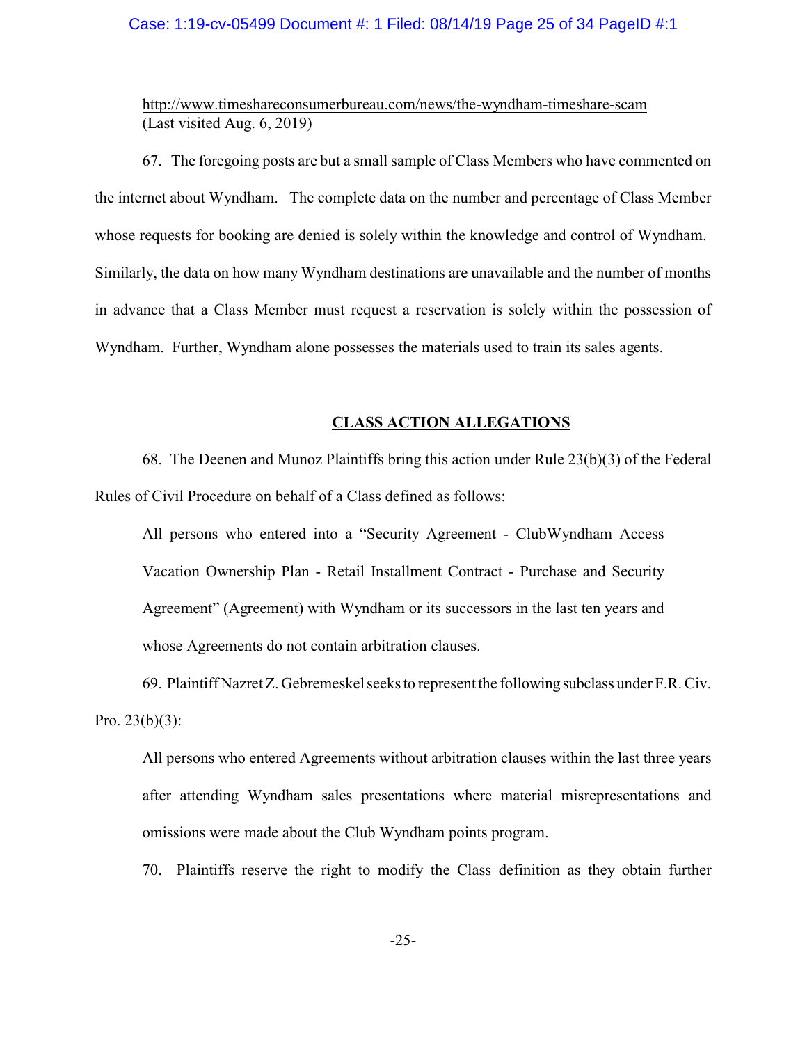http://www.timeshareconsumerbureau.com/news/the-wyndham-timeshare-scam
(Last visited Aug. 6, 2019)

67. The foregoing posts are but a small sample of Class Members who have commented on the internet about Wyndham. The complete data on the number and percentage of Class Member whose requests for booking are denied is solely within the knowledge and control of Wyndham. Similarly, the data on how many Wyndham destinations are unavailable and the number of months in advance that a Class Member must request a reservation is solely within the possession of Wyndham. Further, Wyndham alone possesses the materials used to train its sales agents.

## CLASS ACTION ALLEGATIONS

68. The Deenen and Munoz Plaintiffs bring this action under Rule 23(b)(3) of the Federal Rules of Civil Procedure on behalf of a Class defined as follows:

> All persons who entered into a "Security Agreement - ClubWyndham Access Vacation Ownership Plan - Retail Installment Contract - Purchase and Security Agreement" (Agreement) with Wyndham or its successors in the last ten years and whose Agreements do not contain arbitration clauses.

69. Plaintiff Nazret Z. Gebremeskel seeks to represent the following subclass under F.R. Civ. Pro. 23(b)(3):

> All persons who entered Agreements without arbitration clauses within the last three years after attending Wyndham sales presentations where material misrepresentations and omissions were made about the Club Wyndham points program.

70. Plaintiffs reserve the right to modify the Class definition as they obtain further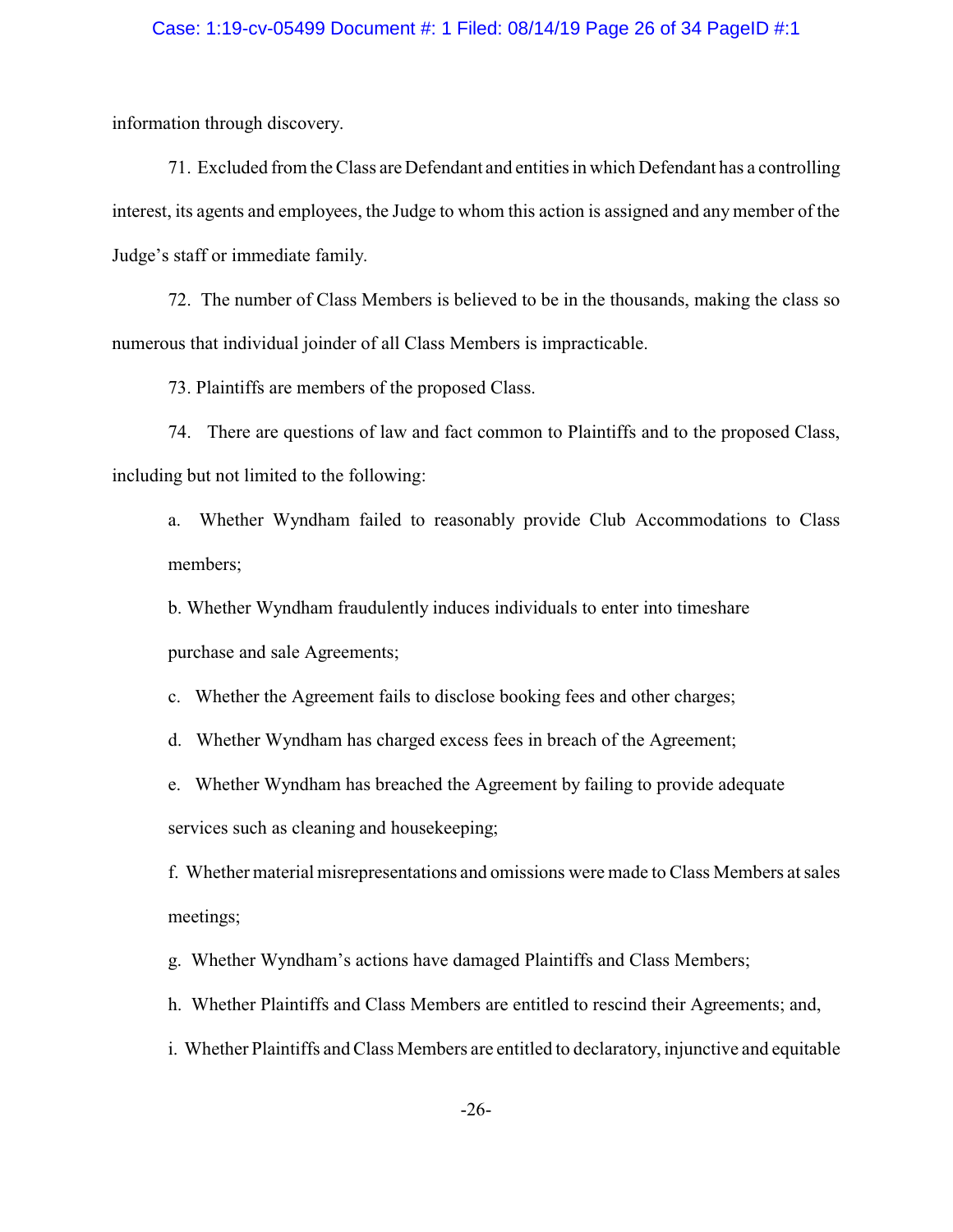information through discovery.

71. Excluded from the Class are Defendant and entities in which Defendant has a controlling interest, its agents and employees, the Judge to whom this action is assigned and any member of the Judge's staff or immediate family.

72. The number of Class Members is believed to be in the thousands, making the class so numerous that individual joinder of all Class Members is impracticable.

73. Plaintiffs are members of the proposed Class.

74. There are questions of law and fact common to Plaintiffs and to the proposed Class, including but not limited to the following:

a. Whether Wyndham failed to reasonably provide Club Accommodations to Class members;

b. Whether Wyndham fraudulently induces individuals to enter into timeshare purchase and sale Agreements;

c. Whether the Agreement fails to disclose booking fees and other charges;

d. Whether Wyndham has charged excess fees in breach of the Agreement;

e. Whether Wyndham has breached the Agreement by failing to provide adequate services such as cleaning and housekeeping;

f. Whether material misrepresentations and omissions were made to Class Members at sales meetings;

g. Whether Wyndham's actions have damaged Plaintiffs and Class Members;

h. Whether Plaintiffs and Class Members are entitled to rescind their Agreements; and,

i. Whether Plaintiffs and Class Members are entitled to declaratory, injunctive and equitable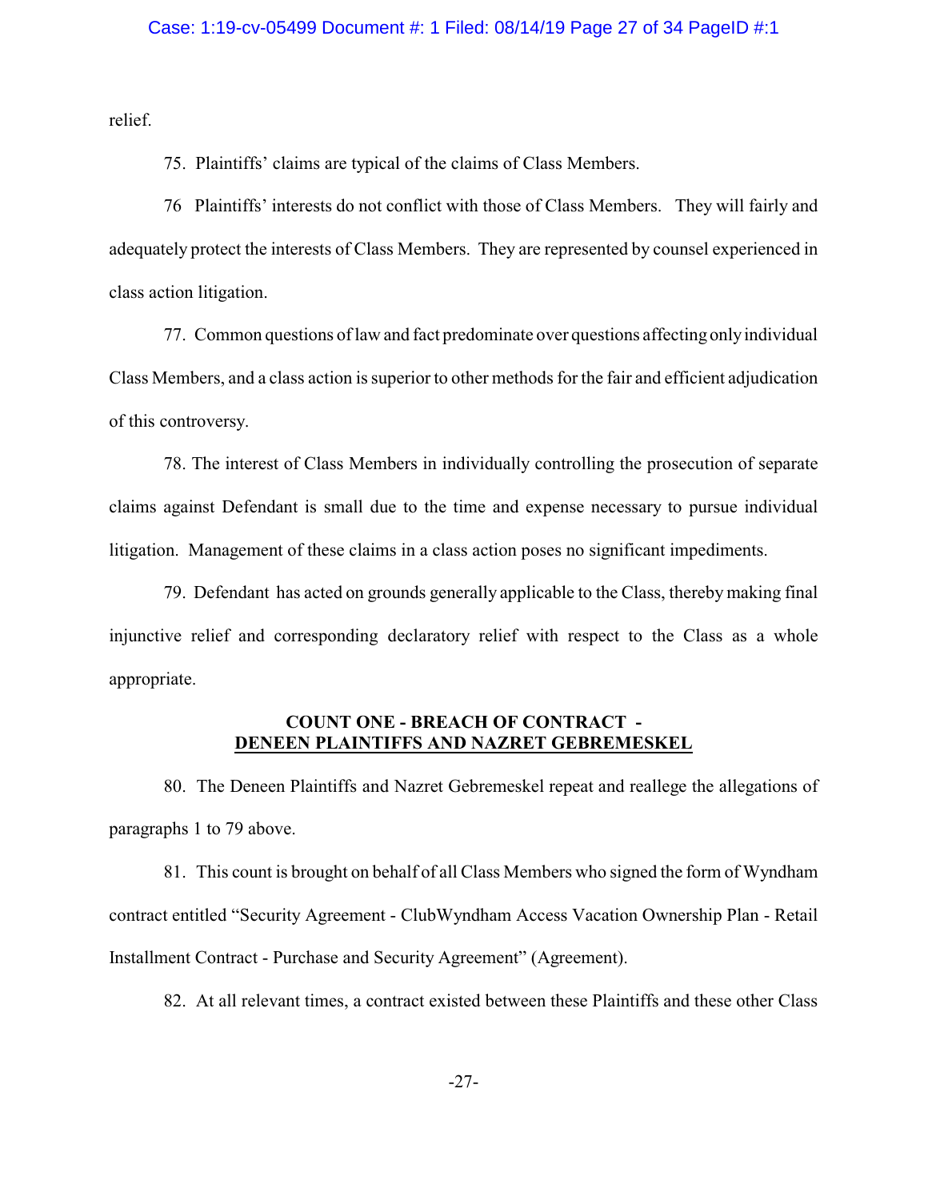relief.

75. Plaintiffs' claims are typical of the claims of Class Members.

76 Plaintiffs' interests do not conflict with those of Class Members. They will fairly and adequately protect the interests of Class Members. They are represented by counsel experienced in class action litigation.

77. Common questions of law and fact predominate over questions affecting only individual Class Members, and a class action is superior to other methods for the fair and efficient adjudication of this controversy.

78. The interest of Class Members in individually controlling the prosecution of separate claims against Defendant is small due to the time and expense necessary to pursue individual litigation. Management of these claims in a class action poses no significant impediments.

79. Defendant has acted on grounds generally applicable to the Class, thereby making final injunctive relief and corresponding declaratory relief with respect to the Class as a whole appropriate.

## COUNT ONE - BREACH OF CONTRACT - DENEEN PLAINTIFFS AND NAZRET GEBREMESKEL

80. The Deneen Plaintiffs and Nazret Gebremeskel repeat and reallege the allegations of paragraphs 1 to 79 above.

81. This count is brought on behalf of all Class Members who signed the form of Wyndham contract entitled "Security Agreement - ClubWyndham Access Vacation Ownership Plan - Retail Installment Contract - Purchase and Security Agreement" (Agreement).

82. At all relevant times, a contract existed between these Plaintiffs and these other Class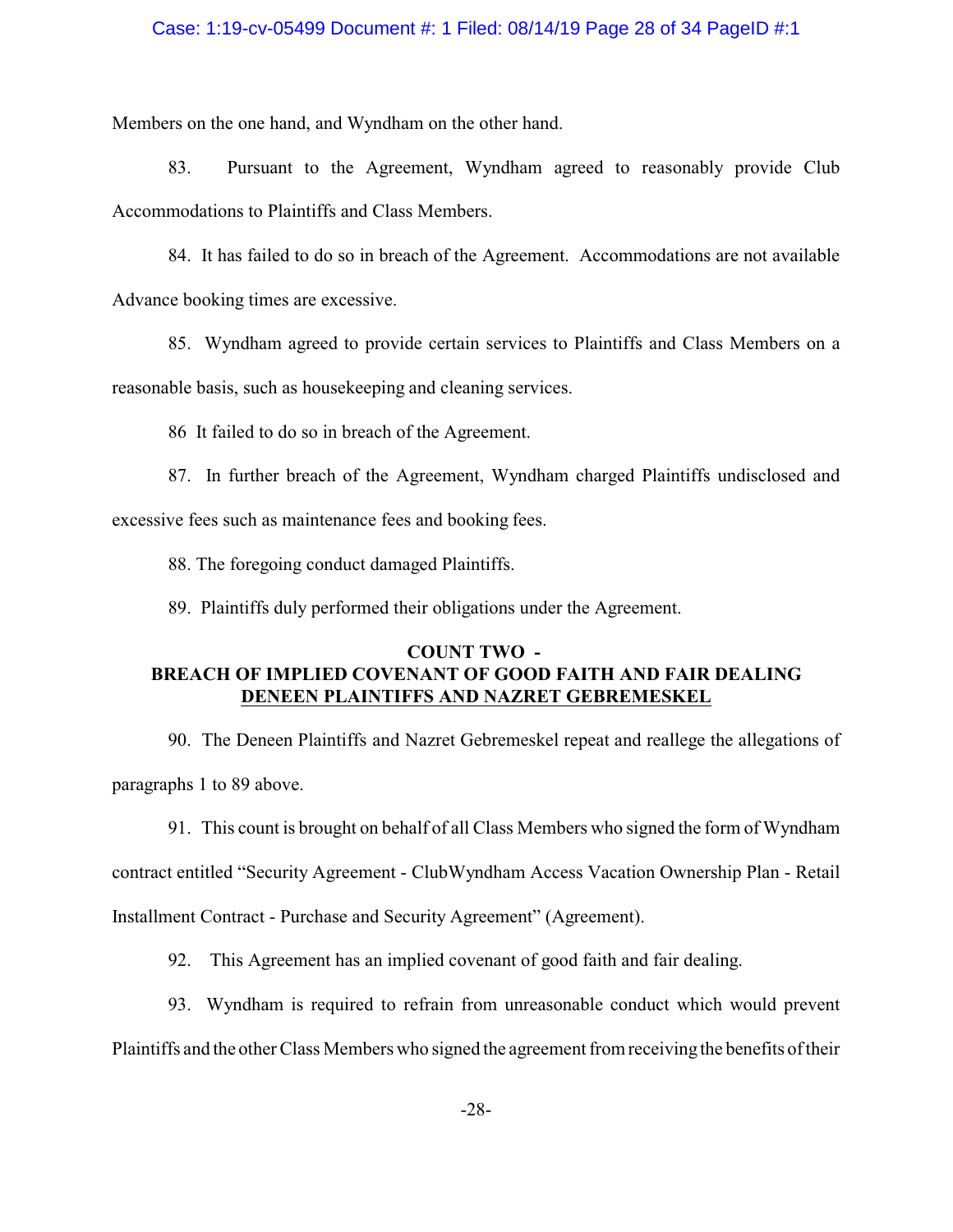Members on the one hand, and Wyndham on the other hand.

83. Pursuant to the Agreement, Wyndham agreed to reasonably provide Club Accommodations to Plaintiffs and Class Members.

84. It has failed to do so in breach of the Agreement. Accommodations are not available Advance booking times are excessive.

85. Wyndham agreed to provide certain services to Plaintiffs and Class Members on a reasonable basis, such as housekeeping and cleaning services.

86 It failed to do so in breach of the Agreement.

87. In further breach of the Agreement, Wyndham charged Plaintiffs undisclosed and excessive fees such as maintenance fees and booking fees.

88. The foregoing conduct damaged Plaintiffs.

89. Plaintiffs duly performed their obligations under the Agreement.

**COUNT TWO -**
**BREACH OF IMPLIED COVENANT OF GOOD FAITH AND FAIR DEALING**
**DENEEN PLAINTIFFS AND NAZRET GEBREMESKEL**

90. The Deneen Plaintiffs and Nazret Gebremeskel repeat and reallege the allegations of paragraphs 1 to 89 above.

91. This count is brought on behalf of all Class Members who signed the form of Wyndham contract entitled "Security Agreement - ClubWyndham Access Vacation Ownership Plan - Retail Installment Contract - Purchase and Security Agreement" (Agreement).

92. This Agreement has an implied covenant of good faith and fair dealing.

93. Wyndham is required to refrain from unreasonable conduct which would prevent Plaintiffs and the other Class Members who signed the agreement from receiving the benefits of their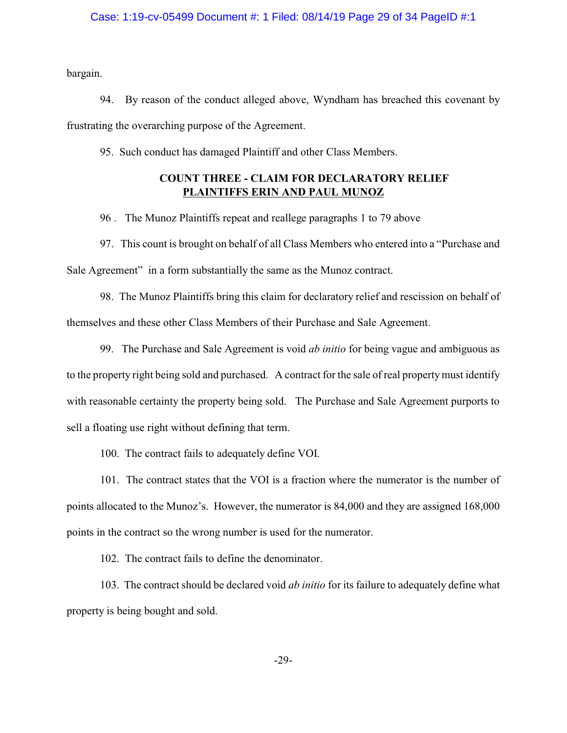bargain.

94. By reason of the conduct alleged above, Wyndham has breached this covenant by frustrating the overarching purpose of the Agreement.

95. Such conduct has damaged Plaintiff and other Class Members.

**COUNT THREE - CLAIM FOR DECLARATORY RELIEF**
**PLAINTIFFS ERIN AND PAUL MUNOZ**

96 . The Munoz Plaintiffs repeat and reallege paragraphs 1 to 79 above

97. This count is brought on behalf of all Class Members who entered into a "Purchase and Sale Agreement" in a form substantially the same as the Munoz contract.

98. The Munoz Plaintiffs bring this claim for declaratory relief and rescission on behalf of themselves and these other Class Members of their Purchase and Sale Agreement.

99. The Purchase and Sale Agreement is void *ab initio* for being vague and ambiguous as to the property right being sold and purchased. A contract for the sale of real property must identify with reasonable certainty the property being sold. The Purchase and Sale Agreement purports to sell a floating use right without defining that term.

100. The contract fails to adequately define VOI.

101. The contract states that the VOI is a fraction where the numerator is the number of points allocated to the Munoz's. However, the numerator is 84,000 and they are assigned 168,000 points in the contract so the wrong number is used for the numerator.

102. The contract fails to define the denominator.

103. The contract should be declared void *ab initio* for its failure to adequately define what property is being bought and sold.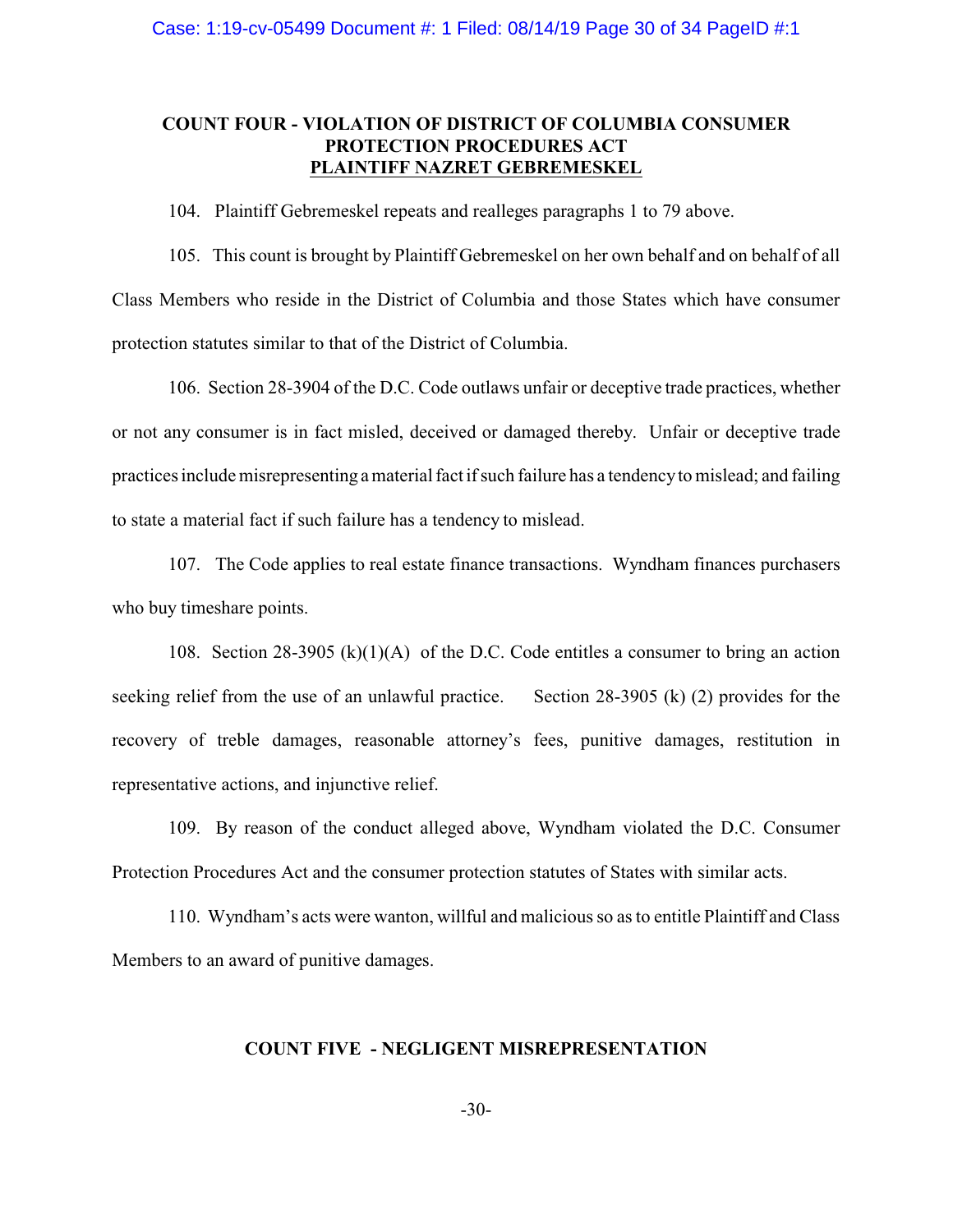## COUNT FOUR - VIOLATION OF DISTRICT OF COLUMBIA CONSUMER PROTECTION PROCEDURES ACT PLAINTIFF NAZRET GEBREMESKEL

104. Plaintiff Gebremeskel repeats and realleges paragraphs 1 to 79 above.

105. This count is brought by Plaintiff Gebremeskel on her own behalf and on behalf of all Class Members who reside in the District of Columbia and those States which have consumer protection statutes similar to that of the District of Columbia.

106. Section 28-3904 of the D.C. Code outlaws unfair or deceptive trade practices, whether or not any consumer is in fact misled, deceived or damaged thereby. Unfair or deceptive trade practices include misrepresenting a material fact if such failure has a tendency to mislead; and failing to state a material fact if such failure has a tendency to mislead.

107. The Code applies to real estate finance transactions. Wyndham finances purchasers who buy timeshare points.

108. Section 28-3905 (k)(1)(A) of the D.C. Code entitles a consumer to bring an action seeking relief from the use of an unlawful practice. Section 28-3905 (k) (2) provides for the recovery of treble damages, reasonable attorney's fees, punitive damages, restitution in representative actions, and injunctive relief.

109. By reason of the conduct alleged above, Wyndham violated the D.C. Consumer Protection Procedures Act and the consumer protection statutes of States with similar acts.

110. Wyndham's acts were wanton, willful and malicious so as to entitle Plaintiff and Class Members to an award of punitive damages.

## COUNT FIVE - NEGLIGENT MISREPRESENTATION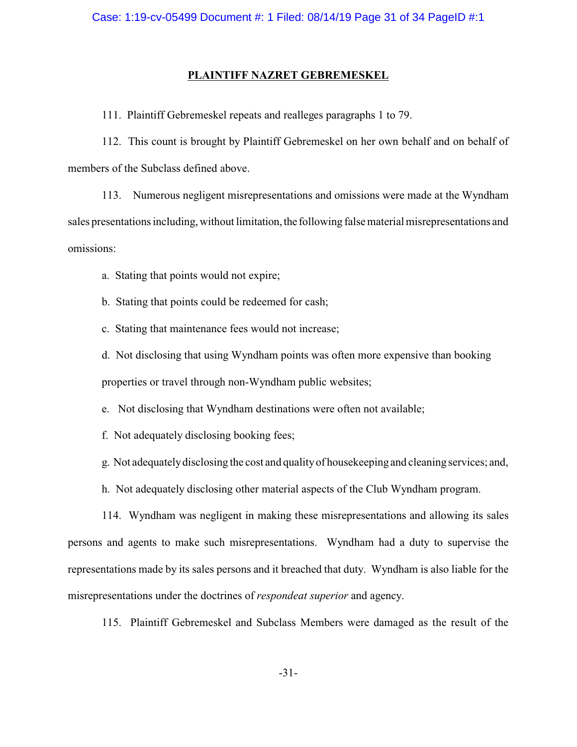**PLAINTIFF NAZRET GEBREMESKEL**

111. Plaintiff Gebremeskel repeats and realleges paragraphs 1 to 79.

112. This count is brought by Plaintiff Gebremeskel on her own behalf and on behalf of members of the Subclass defined above.

113. Numerous negligent misrepresentations and omissions were made at the Wyndham sales presentations including, without limitation, the following false material misrepresentations and omissions:

a. Stating that points would not expire;

b. Stating that points could be redeemed for cash;

c. Stating that maintenance fees would not increase;

d. Not disclosing that using Wyndham points was often more expensive than booking properties or travel through non-Wyndham public websites;

e. Not disclosing that Wyndham destinations were often not available;

f. Not adequately disclosing booking fees;

g. Not adequately disclosing the cost and quality of housekeeping and cleaning services; and,

h. Not adequately disclosing other material aspects of the Club Wyndham program.

114. Wyndham was negligent in making these misrepresentations and allowing its sales persons and agents to make such misrepresentations. Wyndham had a duty to supervise the representations made by its sales persons and it breached that duty. Wyndham is also liable for the misrepresentations under the doctrines of *respondeat superior* and agency.

115. Plaintiff Gebremeskel and Subclass Members were damaged as the result of the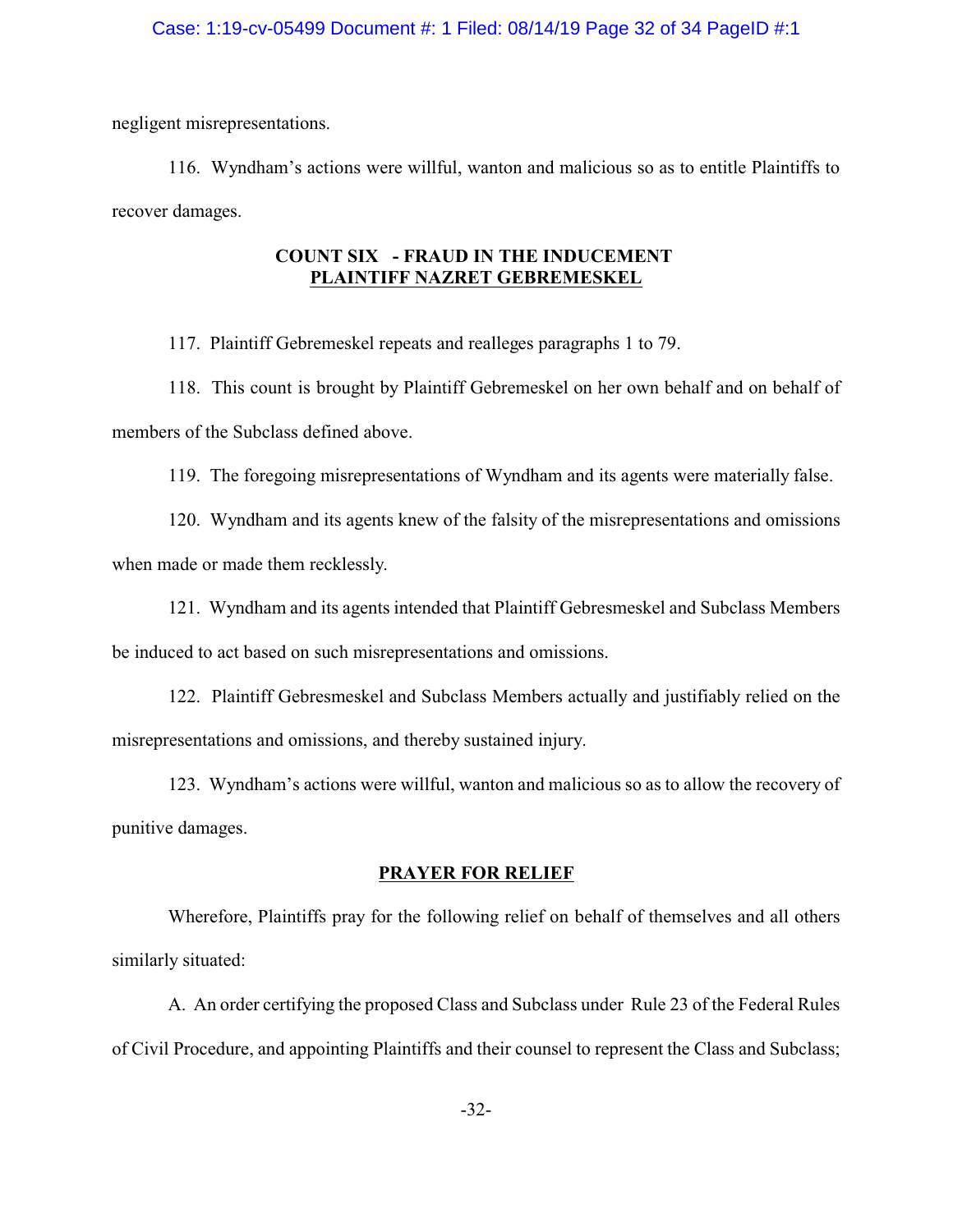negligent misrepresentations.

116. Wyndham's actions were willful, wanton and malicious so as to entitle Plaintiffs to recover damages.

**COUNT SIX - FRAUD IN THE INDUCEMENT**
**PLAINTIFF NAZRET GEBREMESKEL**

117. Plaintiff Gebremeskel repeats and realleges paragraphs 1 to 79.

118. This count is brought by Plaintiff Gebremeskel on her own behalf and on behalf of members of the Subclass defined above.

119. The foregoing misrepresentations of Wyndham and its agents were materially false.

120. Wyndham and its agents knew of the falsity of the misrepresentations and omissions when made or made them recklessly.

121. Wyndham and its agents intended that Plaintiff Gebresmeskel and Subclass Members be induced to act based on such misrepresentations and omissions.

122. Plaintiff Gebresmeskel and Subclass Members actually and justifiably relied on the misrepresentations and omissions, and thereby sustained injury.

123. Wyndham's actions were willful, wanton and malicious so as to allow the recovery of punitive damages.

**PRAYER FOR RELIEF**

Wherefore, Plaintiffs pray for the following relief on behalf of themselves and all others similarly situated:

A. An order certifying the proposed Class and Subclass under Rule 23 of the Federal Rules of Civil Procedure, and appointing Plaintiffs and their counsel to represent the Class and Subclass;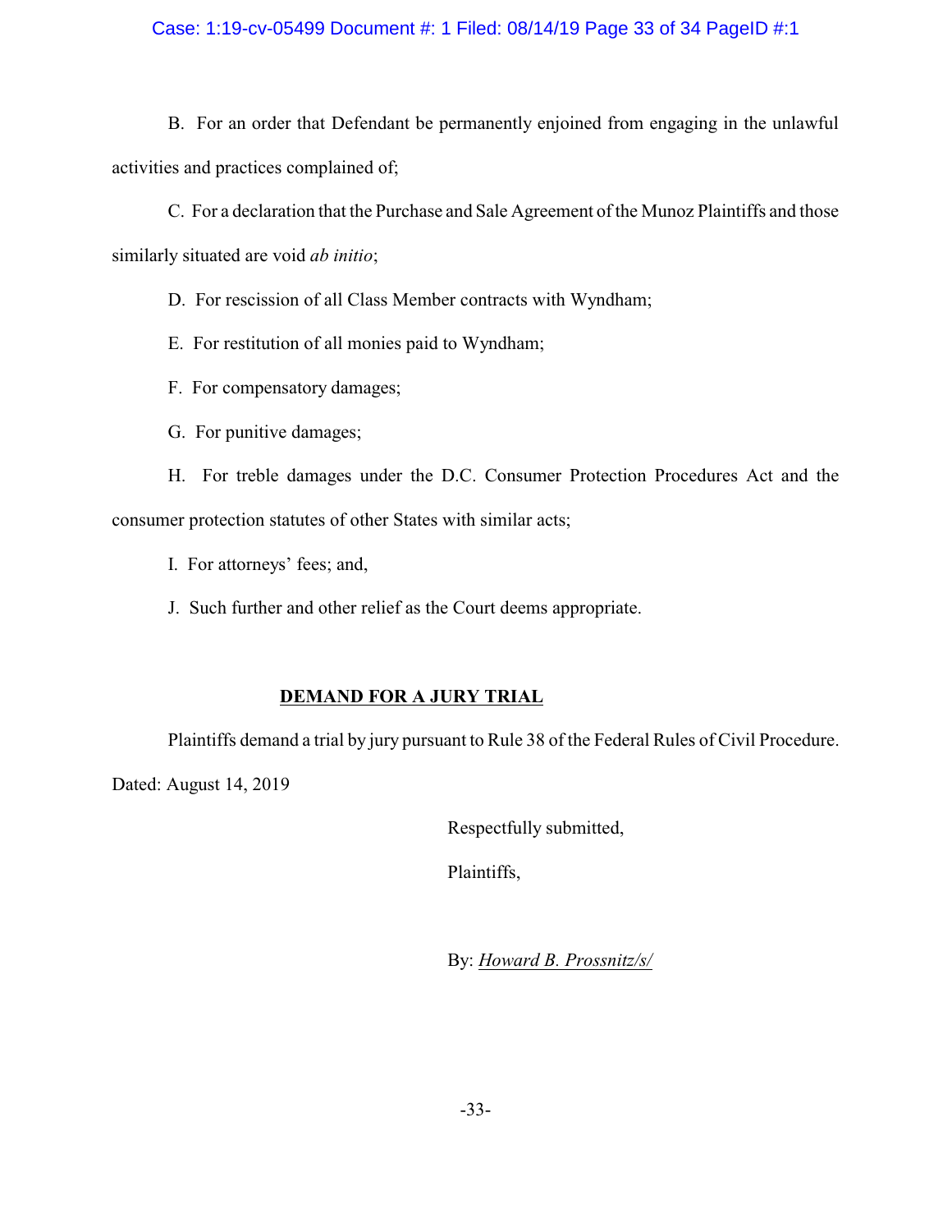B. For an order that Defendant be permanently enjoined from engaging in the unlawful activities and practices complained of;

C. For a declaration that the Purchase and Sale Agreement of the Munoz Plaintiffs and those similarly situated are void *ab initio*;

D. For rescission of all Class Member contracts with Wyndham;

E. For restitution of all monies paid to Wyndham;

F. For compensatory damages;

G. For punitive damages;

H. For treble damages under the D.C. Consumer Protection Procedures Act and the consumer protection statutes of other States with similar acts;

I. For attorneys' fees; and,

J. Such further and other relief as the Court deems appropriate.

## DEMAND FOR A JURY TRIAL

Plaintiffs demand a trial by jury pursuant to Rule 38 of the Federal Rules of Civil Procedure.

Dated: August 14, 2019

Respectfully submitted,

Plaintiffs,

By: *Howard B. Prossnitz/s/*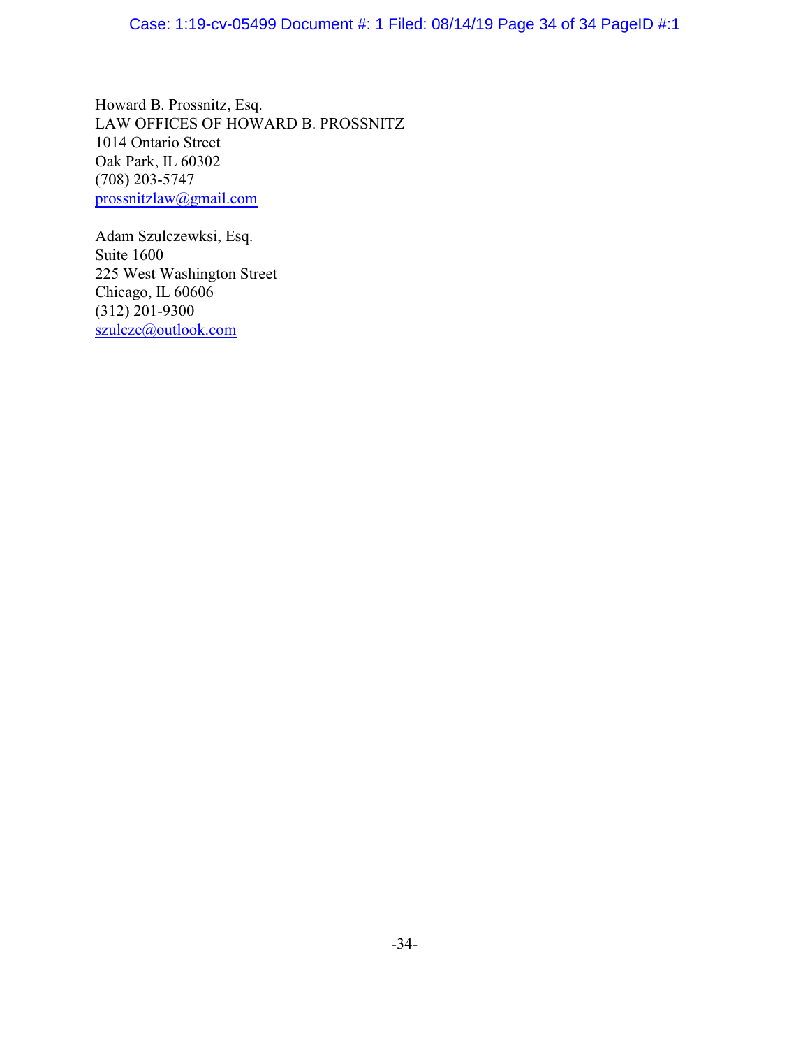Howard B. Prossnitz, Esq.
LAW OFFICES OF HOWARD B. PROSSNITZ
1014 Ontario Street
Oak Park, IL 60302
(708) 203-5747
prossnitzlaw@gmail.com

Adam Szulczewksi, Esq.
Suite 1600
225 West Washington Street
Chicago, IL 60606
(312) 201-9300
szulcze@outlook.com